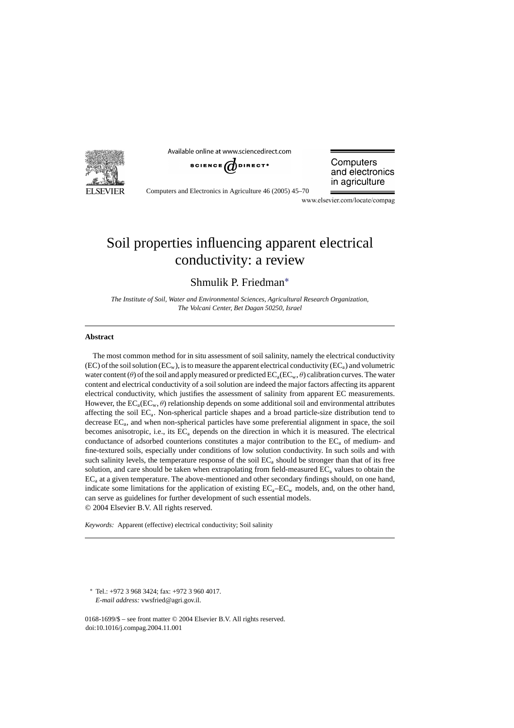# Soil properties influencing apparent electrical conductivity: a review

Shmulik P. Friedman*

*The Institute of Soil, Water and Environmental Sciences, Agricultural Research Organization, The Volcani Center, Bet Dagan 50250, Israel*

## Abstract

The most common method for in situ assessment of soil salinity, namely the electrical conductivity (EC) of the soil solution ($EC_w$), is to measure the apparent electrical conductivity ($EC_a$) and volumetric water content ($\theta$) of the soil and apply measured or predicted $EC_a(EC_w, \theta)$ calibration curves. The water content and electrical conductivity of a soil solution are indeed the major factors affecting its apparent electrical conductivity, which justifies the assessment of salinity from apparent EC measurements. However, the $EC_a(EC_w, \theta)$ relationship depends on some additional soil and environmental attributes affecting the soil $EC_a$. Non-spherical particle shapes and a broad particle-size distribution tend to decrease $EC_a$, and when non-spherical particles have some preferential alignment in space, the soil becomes anisotropic, i.e., its $EC_a$ depends on the direction in which it is measured. The electrical conductance of adsorbed counterions constitutes a major contribution to the $EC_a$ of medium- and fine-textured soils, especially under conditions of low solution conductivity. In such soils and with such salinity levels, the temperature response of the soil $EC_a$ should be stronger than that of its free solution, and care should be taken when extrapolating from field-measured $EC_a$ values to obtain the $EC_a$ at a given temperature. The above-mentioned and other secondary findings should, on one hand, indicate some limitations for the application of existing $EC_a$–$EC_w$ models, and, on the other hand, can serve as guidelines for further development of such essential models.

© 2004 Elsevier B.V. All rights reserved.

*Keywords:* Apparent (effective) electrical conductivity; Soil salinity

---

\* Tel.: +972 3 968 3424; fax: +972 3 960 4017.
*E-mail address:* vwsfried@agri.gov.il.

0168-1699/$ – see front matter © 2004 Elsevier B.V. All rights reserved.
doi:10.1016/j.compag.2004.11.001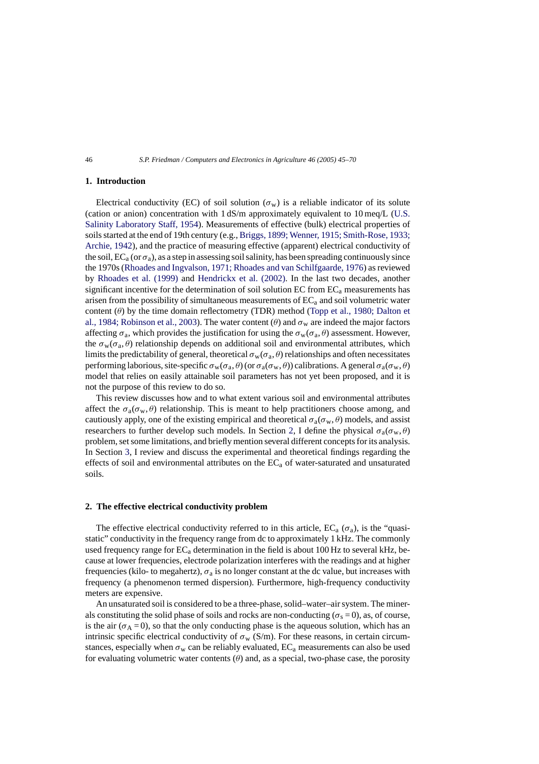## 1. Introduction

Electrical conductivity (EC) of soil solution ($\sigma_w$) is a reliable indicator of its solute (cation or anion) concentration with 1 dS/m approximately equivalent to 10 meq/L (U.S. Salinity Laboratory Staff, 1954). Measurements of effective (bulk) electrical properties of soils started at the end of 19th century (e.g., Briggs, 1899; Wenner, 1915; Smith-Rose, 1933; Archie, 1942), and the practice of measuring effective (apparent) electrical conductivity of the soil, $EC_a$ (or $\sigma_a$), as a step in assessing soil salinity, has been spreading continuously since the 1970s (Rhoades and Ingvalson, 1971; Rhoades and van Schilfgaarde, 1976) as reviewed by Rhoades et al. (1999) and Hendrickx et al. (2002). In the last two decades, another significant incentive for the determination of soil solution EC from $EC_a$ measurements has arisen from the possibility of simultaneous measurements of $EC_a$ and soil volumetric water content ($\theta$) by the time domain reflectometry (TDR) method (Topp et al., 1980; Dalton et al., 1984; Robinson et al., 2003). The water content ($\theta$) and $\sigma_w$ are indeed the major factors affecting $\sigma_a$, which provides the justification for using the $\sigma_w(\sigma_a, \theta)$ assessment. However, the $\sigma_w(\sigma_a, \theta)$ relationship depends on additional soil and environmental attributes, which limits the predictability of general, theoretical $\sigma_w(\sigma_a, \theta)$ relationships and often necessitates performing laborious, site-specific $\sigma_w(\sigma_a, \theta)$ (or $\sigma_a(\sigma_w, \theta)$) calibrations. A general $\sigma_a(\sigma_w, \theta)$ model that relies on easily attainable soil parameters has not yet been proposed, and it is not the purpose of this review to do so.

This review discusses how and to what extent various soil and environmental attributes affect the $\sigma_a(\sigma_w, \theta)$ relationship. This is meant to help practitioners choose among, and cautiously apply, one of the existing empirical and theoretical $\sigma_a(\sigma_w, \theta)$ models, and assist researchers to further develop such models. In Section 2, I define the physical $\sigma_a(\sigma_w, \theta)$ problem, set some limitations, and briefly mention several different concepts for its analysis. In Section 3, I review and discuss the experimental and theoretical findings regarding the effects of soil and environmental attributes on the $EC_a$ of water-saturated and unsaturated soils.

## 2. The effective electrical conductivity problem

The effective electrical conductivity referred to in this article, $EC_a$ ($\sigma_a$), is the "quasi-static" conductivity in the frequency range from dc to approximately 1 kHz. The commonly used frequency range for $EC_a$ determination in the field is about 100 Hz to several kHz, because at lower frequencies, electrode polarization interferes with the readings and at higher frequencies (kilo- to megahertz), $\sigma_a$ is no longer constant at the dc value, but increases with frequency (a phenomenon termed dispersion). Furthermore, high-frequency conductivity meters are expensive.

An unsaturated soil is considered to be a three-phase, solid–water–air system. The minerals constituting the solid phase of soils and rocks are non-conducting ($\sigma_s = 0$), as, of course, is the air ($\sigma_A = 0$), so that the only conducting phase is the aqueous solution, which has an intrinsic specific electrical conductivity of $\sigma_w$ (S/m). For these reasons, in certain circumstances, especially when $\sigma_w$ can be reliably evaluated, $EC_a$ measurements can also be used for evaluating volumetric water contents ($\theta$) and, as a special, two-phase case, the porosity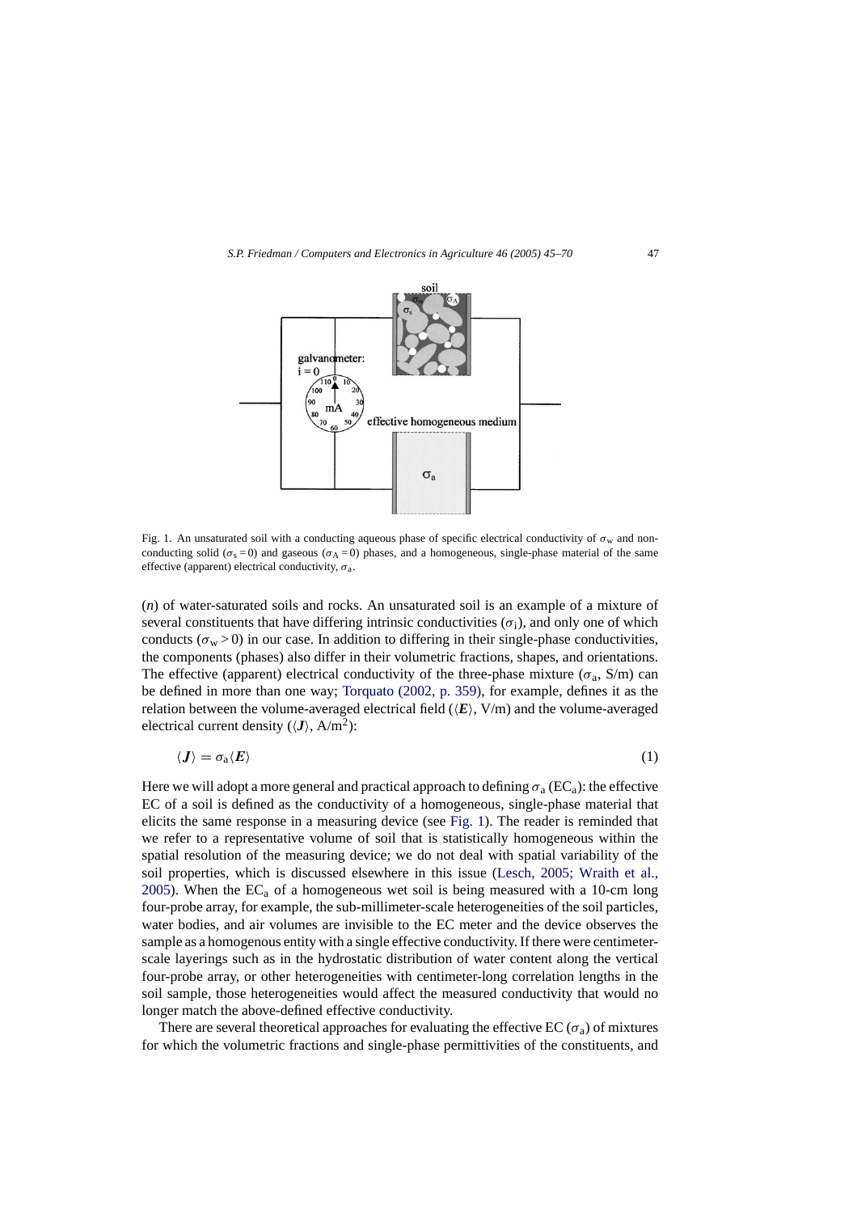Fig. 1. An unsaturated soil with a conducting aqueous phase of specific electrical conductivity of $\sigma_w$ and non-conducting solid ($\sigma_s = 0$) and gaseous ($\sigma_A = 0$) phases, and a homogeneous, single-phase material of the same effective (apparent) electrical conductivity, $\sigma_a$.

($n$) of water-saturated soils and rocks. An unsaturated soil is an example of a mixture of several constituents that have differing intrinsic conductivities ($\sigma_i$), and only one of which conducts ($\sigma_w > 0$) in our case. In addition to differing in their single-phase conductivities, the components (phases) also differ in their volumetric fractions, shapes, and orientations. The effective (apparent) electrical conductivity of the three-phase mixture ($\sigma_a$, S/m) can be defined in more than one way; Torquato (2002, p. 359), for example, defines it as the relation between the volume-averaged electrical field ($\langle \boldsymbol{E} \rangle$, V/m) and the volume-averaged electrical current density ($\langle \boldsymbol{J} \rangle$, A/m$^2$):

$$\langle \boldsymbol{J} \rangle = \sigma_a \langle \boldsymbol{E} \rangle \tag{1}$$

Here we will adopt a more general and practical approach to defining $\sigma_a$ ($EC_a$): the effective EC of a soil is defined as the conductivity of a homogeneous, single-phase material that elicits the same response in a measuring device (see Fig. 1). The reader is reminded that we refer to a representative volume of soil that is statistically homogeneous within the spatial resolution of the measuring device; we do not deal with spatial variability of the soil properties, which is discussed elsewhere in this issue (Lesch, 2005; Wraith et al., 2005). When the $EC_a$ of a homogeneous wet soil is being measured with a 10-cm long four-probe array, for example, the sub-millimeter-scale heterogeneities of the soil particles, water bodies, and air volumes are invisible to the EC meter and the device observes the sample as a homogenous entity with a single effective conductivity. If there were centimeter-scale layerings such as in the hydrostatic distribution of water content along the vertical four-probe array, or other heterogeneities with centimeter-long correlation lengths in the soil sample, those heterogeneities would affect the measured conductivity that would no longer match the above-defined effective conductivity.

There are several theoretical approaches for evaluating the effective EC ($\sigma_a$) of mixtures for which the volumetric fractions and single-phase permittivities of the constituents, and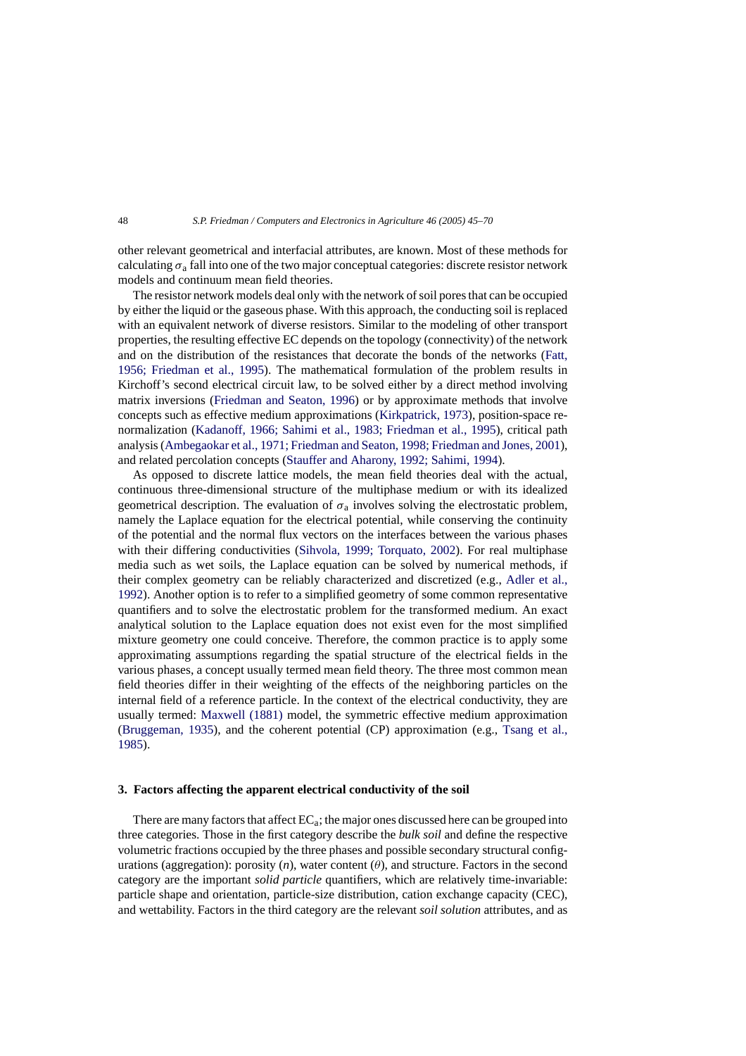other relevant geometrical and interfacial attributes, are known. Most of these methods for calculating $\sigma_a$ fall into one of the two major conceptual categories: discrete resistor network models and continuum mean field theories.

The resistor network models deal only with the network of soil pores that can be occupied by either the liquid or the gaseous phase. With this approach, the conducting soil is replaced with an equivalent network of diverse resistors. Similar to the modeling of other transport properties, the resulting effective EC depends on the topology (connectivity) of the network and on the distribution of the resistances that decorate the bonds of the networks (Fatt, 1956; Friedman et al., 1995). The mathematical formulation of the problem results in Kirchoff's second electrical circuit law, to be solved either by a direct method involving matrix inversions (Friedman and Seaton, 1996) or by approximate methods that involve concepts such as effective medium approximations (Kirkpatrick, 1973), position-space renormalization (Kadanoff, 1966; Sahimi et al., 1983; Friedman et al., 1995), critical path analysis (Ambegaokar et al., 1971; Friedman and Seaton, 1998; Friedman and Jones, 2001), and related percolation concepts (Stauffer and Aharony, 1992; Sahimi, 1994).

As opposed to discrete lattice models, the mean field theories deal with the actual, continuous three-dimensional structure of the multiphase medium or with its idealized geometrical description. The evaluation of $\sigma_a$ involves solving the electrostatic problem, namely the Laplace equation for the electrical potential, while conserving the continuity of the potential and the normal flux vectors on the interfaces between the various phases with their differing conductivities (Sihvola, 1999; Torquato, 2002). For real multiphase media such as wet soils, the Laplace equation can be solved by numerical methods, if their complex geometry can be reliably characterized and discretized (e.g., Adler et al., 1992). Another option is to refer to a simplified geometry of some common representative quantifiers and to solve the electrostatic problem for the transformed medium. An exact analytical solution to the Laplace equation does not exist even for the most simplified mixture geometry one could conceive. Therefore, the common practice is to apply some approximating assumptions regarding the spatial structure of the electrical fields in the various phases, a concept usually termed mean field theory. The three most common mean field theories differ in their weighting of the effects of the neighboring particles on the internal field of a reference particle. In the context of the electrical conductivity, they are usually termed: Maxwell (1881) model, the symmetric effective medium approximation (Bruggeman, 1935), and the coherent potential (CP) approximation (e.g., Tsang et al., 1985).

## 3. Factors affecting the apparent electrical conductivity of the soil

There are many factors that affect $EC_a$; the major ones discussed here can be grouped into three categories. Those in the first category describe the *bulk soil* and define the respective volumetric fractions occupied by the three phases and possible secondary structural configurations (aggregation): porosity ($n$), water content ($\theta$), and structure. Factors in the second category are the important *solid particle* quantifiers, which are relatively time-invariable: particle shape and orientation, particle-size distribution, cation exchange capacity (CEC), and wettability. Factors in the third category are the relevant *soil solution* attributes, and as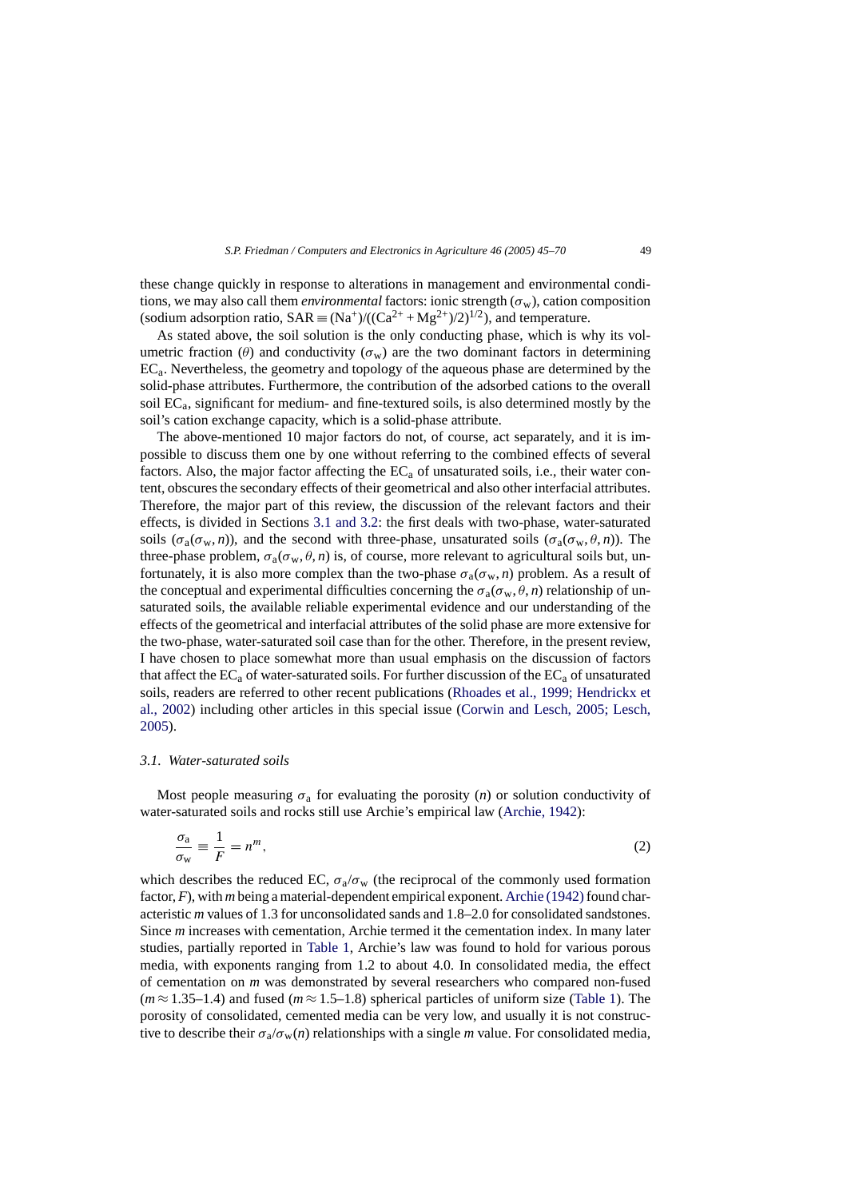these change quickly in response to alterations in management and environmental conditions, we may also call them *environmental* factors: ionic strength ($\sigma_w$), cation composition (sodium adsorption ratio, $\mathrm{SAR} \equiv (\mathrm{Na}^+)/((\mathrm{Ca}^{2+} + \mathrm{Mg}^{2+})/2)^{1/2}$), and temperature.

As stated above, the soil solution is the only conducting phase, which is why its volumetric fraction ($\theta$) and conductivity ($\sigma_w$) are the two dominant factors in determining $\mathrm{EC_a}$. Nevertheless, the geometry and topology of the aqueous phase are determined by the solid-phase attributes. Furthermore, the contribution of the adsorbed cations to the overall soil $\mathrm{EC_a}$, significant for medium- and fine-textured soils, is also determined mostly by the soil's cation exchange capacity, which is a solid-phase attribute.

The above-mentioned 10 major factors do not, of course, act separately, and it is impossible to discuss them one by one without referring to the combined effects of several factors. Also, the major factor affecting the $\mathrm{EC_a}$ of unsaturated soils, i.e., their water content, obscures the secondary effects of their geometrical and also other interfacial attributes. Therefore, the major part of this review, the discussion of the relevant factors and their effects, is divided in Sections 3.1 and 3.2: the first deals with two-phase, water-saturated soils ($\sigma_a(\sigma_w, n)$), and the second with three-phase, unsaturated soils ($\sigma_a(\sigma_w, \theta, n)$). The three-phase problem, $\sigma_a(\sigma_w, \theta, n)$ is, of course, more relevant to agricultural soils but, unfortunately, it is also more complex than the two-phase $\sigma_a(\sigma_w, n)$ problem. As a result of the conceptual and experimental difficulties concerning the $\sigma_a(\sigma_w, \theta, n)$ relationship of unsaturated soils, the available reliable experimental evidence and our understanding of the effects of the geometrical and interfacial attributes of the solid phase are more extensive for the two-phase, water-saturated soil case than for the other. Therefore, in the present review, I have chosen to place somewhat more than usual emphasis on the discussion of factors that affect the $\mathrm{EC_a}$ of water-saturated soils. For further discussion of the $\mathrm{EC_a}$ of unsaturated soils, readers are referred to other recent publications (Rhoades et al., 1999; Hendrickx et al., 2002) including other articles in this special issue (Corwin and Lesch, 2005; Lesch, 2005).

### 3.1. Water-saturated soils

Most people measuring $\sigma_a$ for evaluating the porosity ($n$) or solution conductivity of water-saturated soils and rocks still use Archie's empirical law (Archie, 1942):

$$\frac{\sigma_a}{\sigma_w} \equiv \frac{1}{F} = n^m, \tag{2}$$

which describes the reduced EC, $\sigma_a/\sigma_w$ (the reciprocal of the commonly used formation factor, $F$), with $m$ being a material-dependent empirical exponent. Archie (1942) found characteristic $m$ values of 1.3 for unconsolidated sands and 1.8–2.0 for consolidated sandstones. Since $m$ increases with cementation, Archie termed it the cementation index. In many later studies, partially reported in Table 1, Archie's law was found to hold for various porous media, with exponents ranging from 1.2 to about 4.0. In consolidated media, the effect of cementation on $m$ was demonstrated by several researchers who compared non-fused ($m \approx 1.35$–$1.4$) and fused ($m \approx 1.5$–$1.8$) spherical particles of uniform size (Table 1). The porosity of consolidated, cemented media can be very low, and usually it is not constructive to describe their $\sigma_a/\sigma_w(n)$ relationships with a single $m$ value. For consolidated media,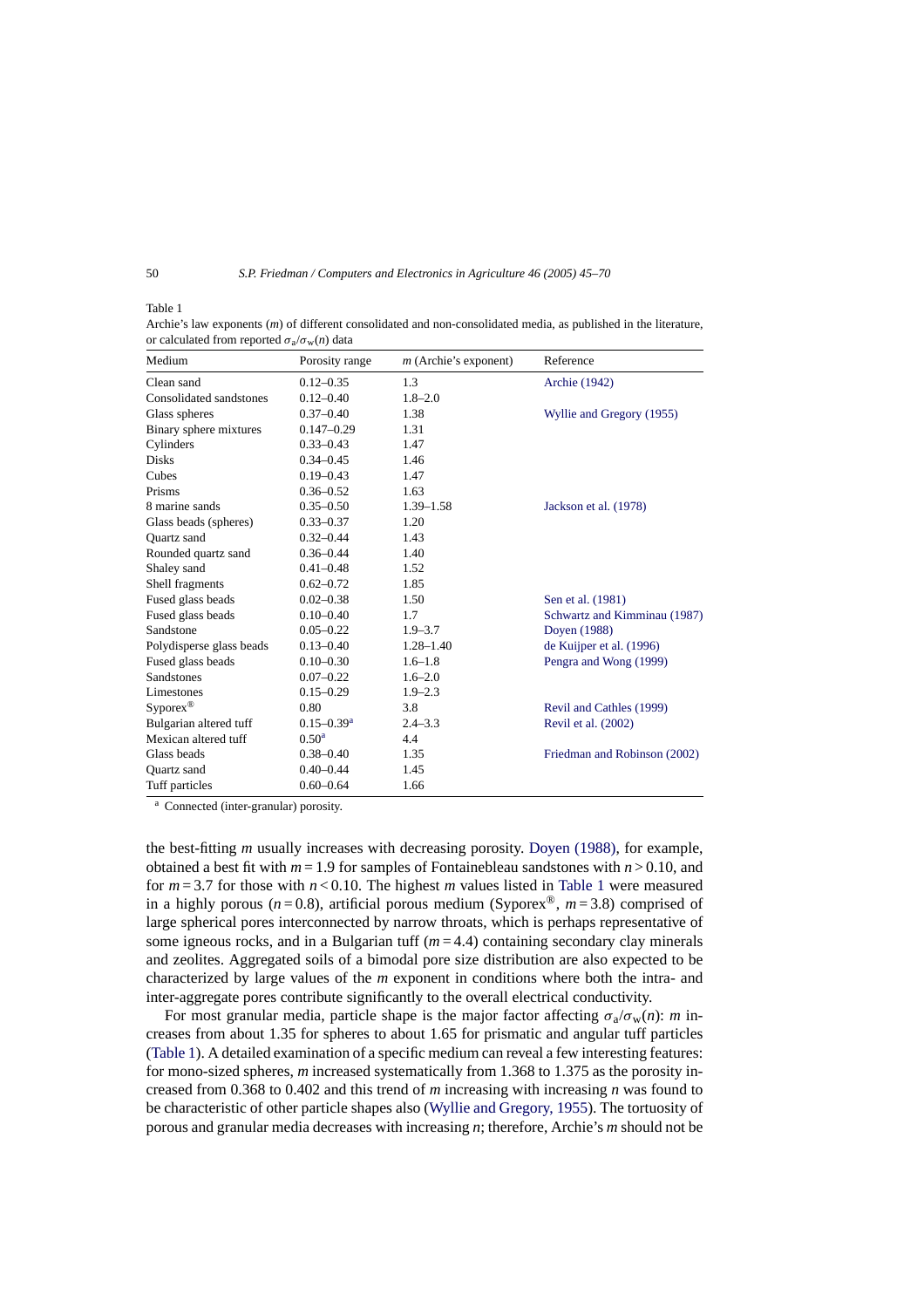Table 1

Archie's law exponents ($m$) of different consolidated and non-consolidated media, as published in the literature, or calculated from reported $\sigma_a/\sigma_w(n)$ data

| Medium | Porosity range | $m$ (Archie's exponent) | Reference |
|---|---|---|---|
| Clean sand | 0.12–0.35 | 1.3 | Archie (1942) |
| Consolidated sandstones | 0.12–0.40 | 1.8–2.0 | |
| Glass spheres | 0.37–0.40 | 1.38 | Wyllie and Gregory (1955) |
| Binary sphere mixtures | 0.147–0.29 | 1.31 | |
| Cylinders | 0.33–0.43 | 1.47 | |
| Disks | 0.34–0.45 | 1.46 | |
| Cubes | 0.19–0.43 | 1.47 | |
| Prisms | 0.36–0.52 | 1.63 | |
| 8 marine sands | 0.35–0.50 | 1.39–1.58 | Jackson et al. (1978) |
| Glass beads (spheres) | 0.33–0.37 | 1.20 | |
| Quartz sand | 0.32–0.44 | 1.43 | |
| Rounded quartz sand | 0.36–0.44 | 1.40 | |
| Shaley sand | 0.41–0.48 | 1.52 | |
| Shell fragments | 0.62–0.72 | 1.85 | |
| Fused glass beads | 0.02–0.38 | 1.50 | Sen et al. (1981) |
| Fused glass beads | 0.10–0.40 | 1.7 | Schwartz and Kimminau (1987) |
| Sandstone | 0.05–0.22 | 1.9–3.7 | Doyen (1988) |
| Polydisperse glass beads | 0.13–0.40 | 1.28–1.40 | de Kuijper et al. (1996) |
| Fused glass beads | 0.10–0.30 | 1.6–1.8 | Pengra and Wong (1999) |
| Sandstones | 0.07–0.22 | 1.6–2.0 | |
| Limestones | 0.15–0.29 | 1.9–2.3 | |
| Syporex® | 0.80 | 3.8 | Revil and Cathles (1999) |
| Bulgarian altered tuff | 0.15–0.39[a] | 2.4–3.3 | Revil et al. (2002) |
| Mexican altered tuff | 0.50[a] | 4.4 | |
| Glass beads | 0.38–0.40 | 1.35 | Friedman and Robinson (2002) |
| Quartz sand | 0.40–0.44 | 1.45 | |
| Tuff particles | 0.60–0.64 | 1.66 | |

[a] Connected (inter-granular) porosity.

the best-fitting $m$ usually increases with decreasing porosity. Doyen (1988), for example, obtained a best fit with $m = 1.9$ for samples of Fontainebleau sandstones with $n > 0.10$, and for $m = 3.7$ for those with $n < 0.10$. The highest $m$ values listed in Table 1 were measured in a highly porous ($n = 0.8$), artificial porous medium (Syporex®, $m = 3.8$) comprised of large spherical pores interconnected by narrow throats, which is perhaps representative of some igneous rocks, and in a Bulgarian tuff ($m = 4.4$) containing secondary clay minerals and zeolites. Aggregated soils of a bimodal pore size distribution are also expected to be characterized by large values of the $m$ exponent in conditions where both the intra- and inter-aggregate pores contribute significantly to the overall electrical conductivity.

For most granular media, particle shape is the major factor affecting $\sigma_a/\sigma_w(n)$: $m$ increases from about 1.35 for spheres to about 1.65 for prismatic and angular tuff particles (Table 1). A detailed examination of a specific medium can reveal a few interesting features: for mono-sized spheres, $m$ increased systematically from 1.368 to 1.375 as the porosity increased from 0.368 to 0.402 and this trend of $m$ increasing with increasing $n$ was found to be characteristic of other particle shapes also (Wyllie and Gregory, 1955). The tortuosity of porous and granular media decreases with increasing $n$; therefore, Archie's $m$ should not be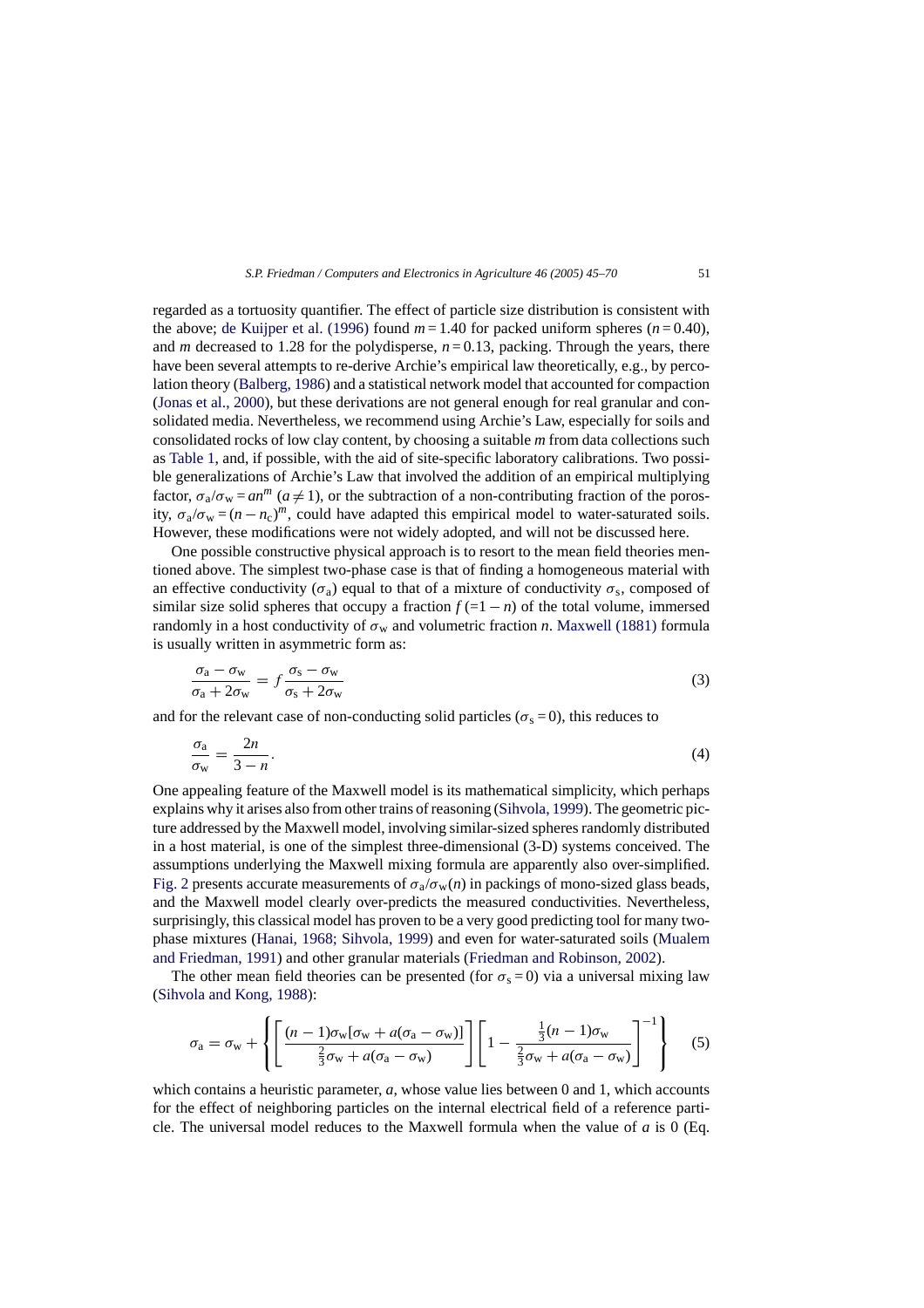regarded as a tortuosity quantifier. The effect of particle size distribution is consistent with the above; de Kuijper et al. (1996) found $m = 1.40$ for packed uniform spheres ($n = 0.40$), and $m$ decreased to 1.28 for the polydisperse, $n = 0.13$, packing. Through the years, there have been several attempts to re-derive Archie's empirical law theoretically, e.g., by percolation theory (Balberg, 1986) and a statistical network model that accounted for compaction (Jonas et al., 2000), but these derivations are not general enough for real granular and consolidated media. Nevertheless, we recommend using Archie's Law, especially for soils and consolidated rocks of low clay content, by choosing a suitable $m$ from data collections such as Table 1, and, if possible, with the aid of site-specific laboratory calibrations. Two possible generalizations of Archie's Law that involved the addition of an empirical multiplying factor, $\sigma_a/\sigma_w = an^m$ ($a \neq 1$), or the subtraction of a non-contributing fraction of the porosity, $\sigma_a/\sigma_w = (n - n_c)^m$, could have adapted this empirical model to water-saturated soils. However, these modifications were not widely adopted, and will not be discussed here.

One possible constructive physical approach is to resort to the mean field theories mentioned above. The simplest two-phase case is that of finding a homogeneous material with an effective conductivity ($\sigma_a$) equal to that of a mixture of conductivity $\sigma_s$, composed of similar size solid spheres that occupy a fraction $f$ ($=1 - n$) of the total volume, immersed randomly in a host conductivity of $\sigma_w$ and volumetric fraction $n$. Maxwell (1881) formula is usually written in asymmetric form as:

$$\frac{\sigma_a - \sigma_w}{\sigma_a + 2\sigma_w} = f\frac{\sigma_s - \sigma_w}{\sigma_s + 2\sigma_w} \tag{3}$$

and for the relevant case of non-conducting solid particles ($\sigma_s = 0$), this reduces to

$$\frac{\sigma_a}{\sigma_w} = \frac{2n}{3 - n}. \tag{4}$$

One appealing feature of the Maxwell model is its mathematical simplicity, which perhaps explains why it arises also from other trains of reasoning (Sihvola, 1999). The geometric picture addressed by the Maxwell model, involving similar-sized spheres randomly distributed in a host material, is one of the simplest three-dimensional (3-D) systems conceived. The assumptions underlying the Maxwell mixing formula are apparently also over-simplified. Fig. 2 presents accurate measurements of $\sigma_a/\sigma_w(n)$ in packings of mono-sized glass beads, and the Maxwell model clearly over-predicts the measured conductivities. Nevertheless, surprisingly, this classical model has proven to be a very good predicting tool for many two-phase mixtures (Hanai, 1968; Sihvola, 1999) and even for water-saturated soils (Mualem and Friedman, 1991) and other granular materials (Friedman and Robinson, 2002).

The other mean field theories can be presented (for $\sigma_s = 0$) via a universal mixing law (Sihvola and Kong, 1988):

$$\sigma_a = \sigma_w + \left\{ \left[ \frac{(n-1)\sigma_w[\sigma_w + a(\sigma_a - \sigma_w)]}{\frac{2}{3}\sigma_w + a(\sigma_a - \sigma_w)} \right] \left[ 1 - \frac{\frac{1}{3}(n-1)\sigma_w}{\frac{2}{3}\sigma_w + a(\sigma_a - \sigma_w)} \right]^{-1} \right\} \tag{5}$$

which contains a heuristic parameter, $a$, whose value lies between 0 and 1, which accounts for the effect of neighboring particles on the internal electrical field of a reference particle. The universal model reduces to the Maxwell formula when the value of $a$ is 0 (Eq.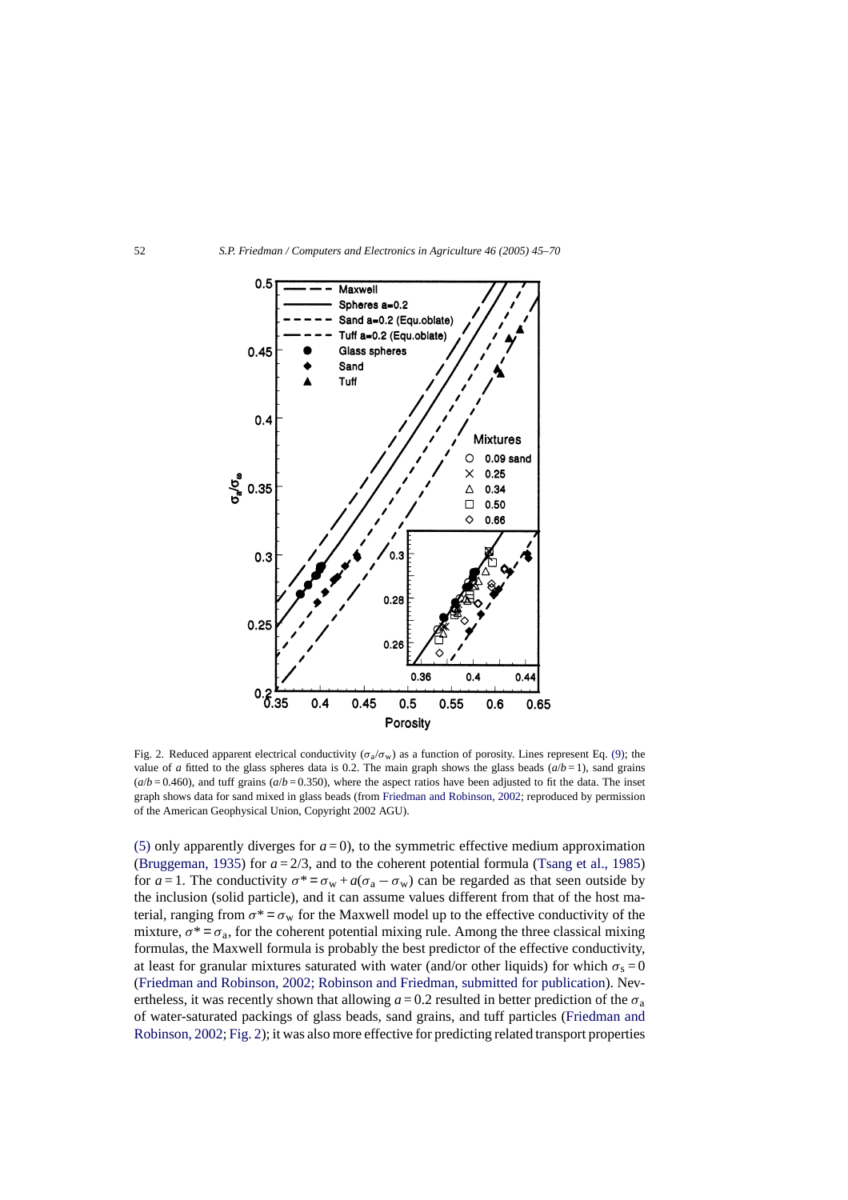Fig. 2. Reduced apparent electrical conductivity ($\sigma_a/\sigma_w$) as a function of porosity. Lines represent Eq. (9); the value of $a$ fitted to the glass spheres data is 0.2. The main graph shows the glass beads ($a/b = 1$), sand grains ($a/b = 0.460$), and tuff grains ($a/b = 0.350$), where the aspect ratios have been adjusted to fit the data. The inset graph shows data for sand mixed in glass beads (from Friedman and Robinson, 2002; reproduced by permission of the American Geophysical Union, Copyright 2002 AGU).

(5) only apparently diverges for $a = 0$), to the symmetric effective medium approximation (Bruggeman, 1935) for $a = 2/3$, and to the coherent potential formula (Tsang et al., 1985) for $a = 1$. The conductivity $\sigma^* = \sigma_w + a(\sigma_a - \sigma_w)$ can be regarded as that seen outside by the inclusion (solid particle), and it can assume values different from that of the host material, ranging from $\sigma^* = \sigma_w$ for the Maxwell model up to the effective conductivity of the mixture, $\sigma^* = \sigma_a$, for the coherent potential mixing rule. Among the three classical mixing formulas, the Maxwell formula is probably the best predictor of the effective conductivity, at least for granular mixtures saturated with water (and/or other liquids) for which $\sigma_s = 0$ (Friedman and Robinson, 2002; Robinson and Friedman, submitted for publication). Nevertheless, it was recently shown that allowing $a = 0.2$ resulted in better prediction of the $\sigma_a$ of water-saturated packings of glass beads, sand grains, and tuff particles (Friedman and Robinson, 2002; Fig. 2); it was also more effective for predicting related transport properties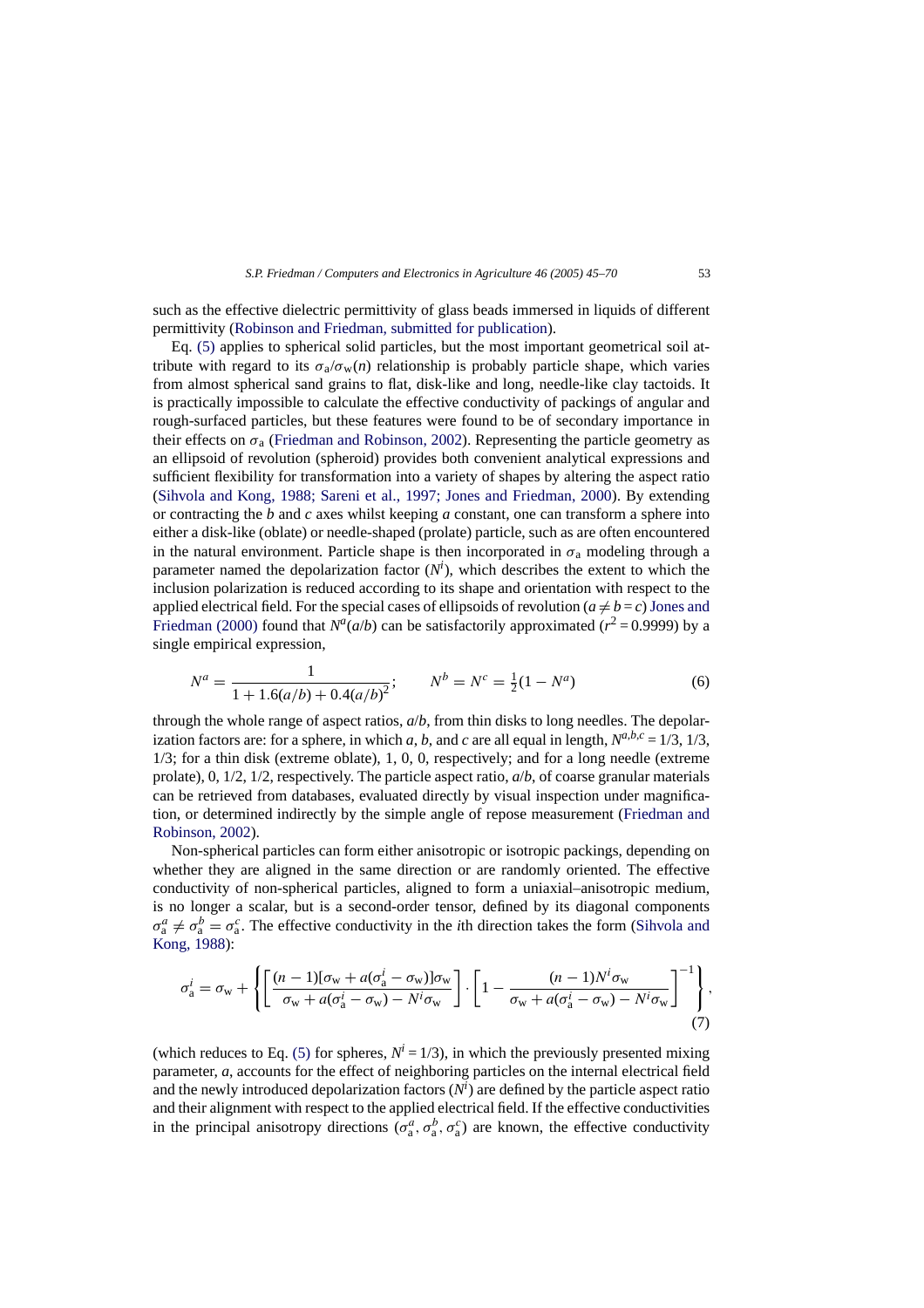such as the effective dielectric permittivity of glass beads immersed in liquids of different permittivity (Robinson and Friedman, submitted for publication).

Eq. (5) applies to spherical solid particles, but the most important geometrical soil attribute with regard to its $\sigma_a/\sigma_w(n)$ relationship is probably particle shape, which varies from almost spherical sand grains to flat, disk-like and long, needle-like clay tactoids. It is practically impossible to calculate the effective conductivity of packings of angular and rough-surfaced particles, but these features were found to be of secondary importance in their effects on $\sigma_a$ (Friedman and Robinson, 2002). Representing the particle geometry as an ellipsoid of revolution (spheroid) provides both convenient analytical expressions and sufficient flexibility for transformation into a variety of shapes by altering the aspect ratio (Sihvola and Kong, 1988; Sareni et al., 1997; Jones and Friedman, 2000). By extending or contracting the *b* and *c* axes whilst keeping *a* constant, one can transform a sphere into either a disk-like (oblate) or needle-shaped (prolate) particle, such as are often encountered in the natural environment. Particle shape is then incorporated in $\sigma_a$ modeling through a parameter named the depolarization factor ($N^i$), which describes the extent to which the inclusion polarization is reduced according to its shape and orientation with respect to the applied electrical field. For the special cases of ellipsoids of revolution ($a \neq b = c$) Jones and Friedman (2000) found that $N^a(a/b)$ can be satisfactorily approximated ($r^2 = 0.9999$) by a single empirical expression,

$$N^a = \frac{1}{1 + 1.6(a/b) + 0.4(a/b)^2}; \qquad N^b = N^c = \tfrac{1}{2}(1 - N^a) \tag{6}$$

through the whole range of aspect ratios, *a*/*b*, from thin disks to long needles. The depolarization factors are: for a sphere, in which *a*, *b*, and *c* are all equal in length, $N^{a,b,c} = 1/3, 1/3, 1/3$; for a thin disk (extreme oblate), 1, 0, 0, respectively; and for a long needle (extreme prolate), 0, 1/2, 1/2, respectively. The particle aspect ratio, *a*/*b*, of coarse granular materials can be retrieved from databases, evaluated directly by visual inspection under magnification, or determined indirectly by the simple angle of repose measurement (Friedman and Robinson, 2002).

Non-spherical particles can form either anisotropic or isotropic packings, depending on whether they are aligned in the same direction or are randomly oriented. The effective conductivity of non-spherical particles, aligned to form a uniaxial–anisotropic medium, is no longer a scalar, but is a second-order tensor, defined by its diagonal components $\sigma_a^a \neq \sigma_a^b = \sigma_a^c$. The effective conductivity in the *i*th direction takes the form (Sihvola and Kong, 1988):

$$\sigma_a^i = \sigma_w + \left\{ \left[ \frac{(n-1)[\sigma_w + a(\sigma_a^i - \sigma_w)]\sigma_w}{\sigma_w + a(\sigma_a^i - \sigma_w) - N^i\sigma_w} \right] \cdot \left[ 1 - \frac{(n-1)N^i\sigma_w}{\sigma_w + a(\sigma_a^i - \sigma_w) - N^i\sigma_w} \right]^{-1} \right\}, \tag{7}$$

(which reduces to Eq. (5) for spheres, $N^i = 1/3$), in which the previously presented mixing parameter, *a*, accounts for the effect of neighboring particles on the internal electrical field and the newly introduced depolarization factors ($N^i$) are defined by the particle aspect ratio and their alignment with respect to the applied electrical field. If the effective conductivities in the principal anisotropy directions ($\sigma_a^a, \sigma_a^b, \sigma_a^c$) are known, the effective conductivity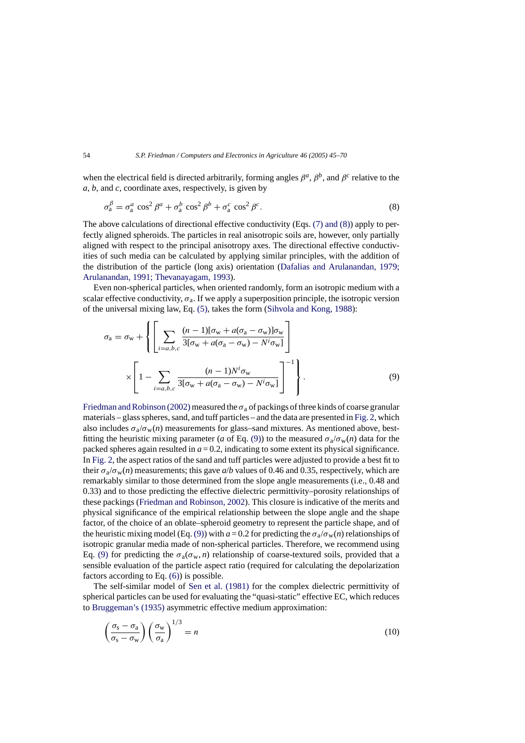when the electrical field is directed arbitrarily, forming angles $\beta^a$, $\beta^b$, and $\beta^c$ relative to the $a$, $b$, and $c$, coordinate axes, respectively, is given by

$$\sigma_a^\beta = \sigma_a^a \cos^2 \beta^a + \sigma_a^b \cos^2 \beta^b + \sigma_a^c \cos^2 \beta^c. \tag{8}$$

The above calculations of directional effective conductivity (Eqs. (7) and (8)) apply to perfectly aligned spheroids. The particles in real anisotropic soils are, however, only partially aligned with respect to the principal anisotropy axes. The directional effective conductivities of such media can be calculated by applying similar principles, with the addition of the distribution of the particle (long axis) orientation (Dafalias and Arulanandan, 1979; Arulanandan, 1991; Thevanayagam, 1993).

Even non-spherical particles, when oriented randomly, form an isotropic medium with a scalar effective conductivity, $\sigma_a$. If we apply a superposition principle, the isotropic version of the universal mixing law, Eq. (5), takes the form (Sihvola and Kong, 1988):

$$\sigma_a = \sigma_w + \left\{ \left[ \sum_{i=a,b,c} \frac{(n-1)[\sigma_w + a(\sigma_a - \sigma_w)]\sigma_w}{3[\sigma_w + a(\sigma_a - \sigma_w) - N^i \sigma_w]} \right] \times \left[ 1 - \sum_{i=a,b,c} \frac{(n-1)N^i \sigma_w}{3[\sigma_w + a(\sigma_a - \sigma_w) - N^i \sigma_w]} \right]^{-1} \right\}. \tag{9}$$

Friedman and Robinson (2002) measured the $\sigma_a$ of packings of three kinds of coarse granular materials – glass spheres, sand, and tuff particles – and the data are presented in Fig. 2, which also includes $\sigma_a/\sigma_w(n)$ measurements for glass–sand mixtures. As mentioned above, best-fitting the heuristic mixing parameter ($a$ of Eq. (9)) to the measured $\sigma_a/\sigma_w(n)$ data for the packed spheres again resulted in $a = 0.2$, indicating to some extent its physical significance. In Fig. 2, the aspect ratios of the sand and tuff particles were adjusted to provide a best fit to their $\sigma_a/\sigma_w(n)$ measurements; this gave $a/b$ values of 0.46 and 0.35, respectively, which are remarkably similar to those determined from the slope angle measurements (i.e., 0.48 and 0.33) and to those predicting the effective dielectric permittivity–porosity relationships of these packings (Friedman and Robinson, 2002). This closure is indicative of the merits and physical significance of the empirical relationship between the slope angle and the shape factor, of the choice of an oblate–spheroid geometry to represent the particle shape, and of the heuristic mixing model (Eq. (9)) with $a = 0.2$ for predicting the $\sigma_a/\sigma_w(n)$ relationships of isotropic granular media made of non-spherical particles. Therefore, we recommend using Eq. (9) for predicting the $\sigma_a(\sigma_w, n)$ relationship of coarse-textured soils, provided that a sensible evaluation of the particle aspect ratio (required for calculating the depolarization factors according to Eq. (6)) is possible.

The self-similar model of Sen et al. (1981) for the complex dielectric permittivity of spherical particles can be used for evaluating the "quasi-static" effective EC, which reduces to Bruggeman's (1935) asymmetric effective medium approximation:

$$\left( \frac{\sigma_s - \sigma_a}{\sigma_s - \sigma_w} \right) \left( \frac{\sigma_w}{\sigma_a} \right)^{1/3} = n \tag{10}$$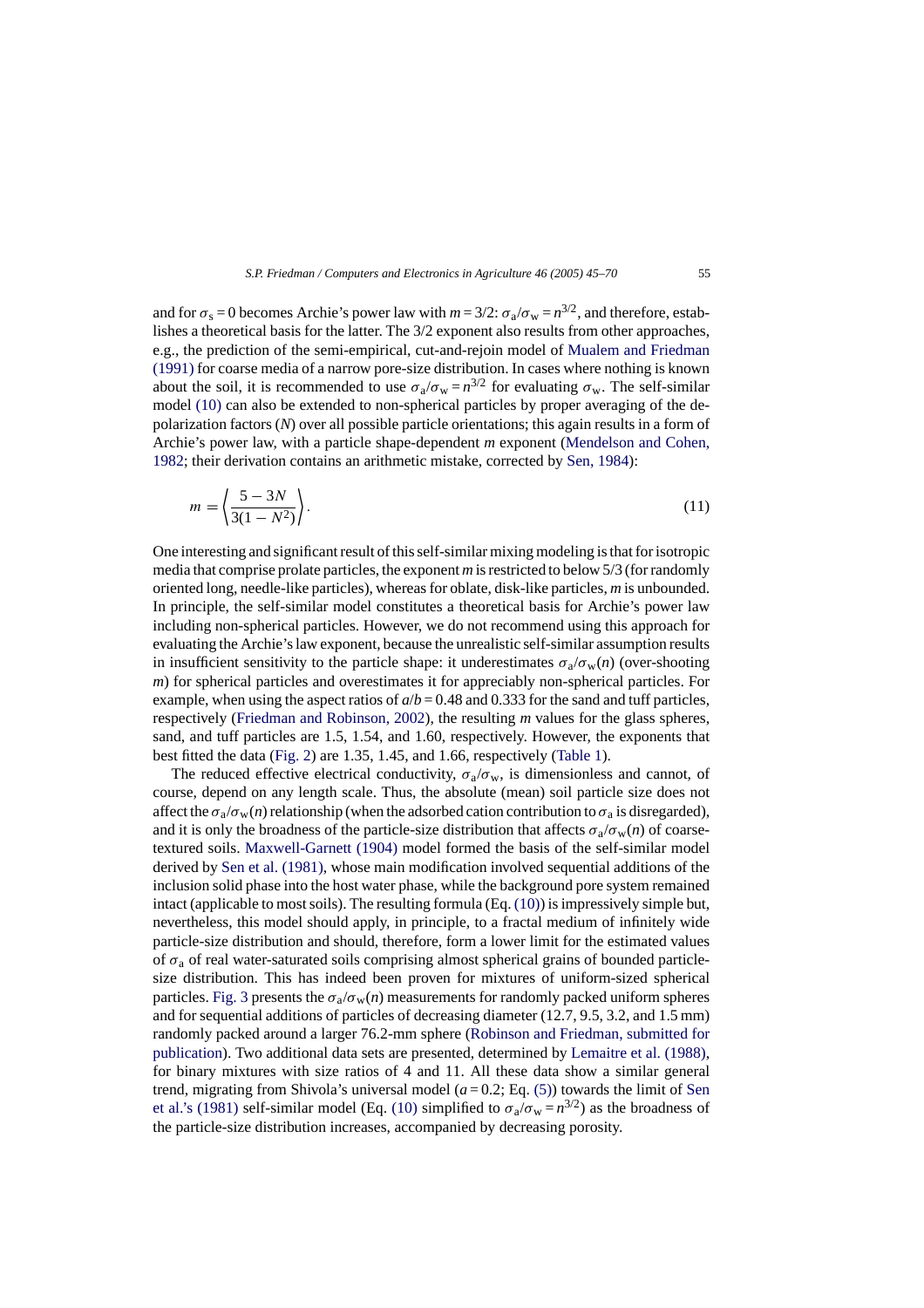and for $\sigma_s = 0$ becomes Archie's power law with $m = 3/2$: $\sigma_a/\sigma_w = n^{3/2}$, and therefore, establishes a theoretical basis for the latter. The 3/2 exponent also results from other approaches, e.g., the prediction of the semi-empirical, cut-and-rejoin model of Mualem and Friedman (1991) for coarse media of a narrow pore-size distribution. In cases where nothing is known about the soil, it is recommended to use $\sigma_a/\sigma_w = n^{3/2}$ for evaluating $\sigma_w$. The self-similar model (10) can also be extended to non-spherical particles by proper averaging of the depolarization factors ($N$) over all possible particle orientations; this again results in a form of Archie's power law, with a particle shape-dependent $m$ exponent (Mendelson and Cohen, 1982; their derivation contains an arithmetic mistake, corrected by Sen, 1984):

$$m = \left\langle \frac{5 - 3N}{3(1 - N^2)} \right\rangle. \tag{11}$$

One interesting and significant result of this self-similar mixing modeling is that for isotropic media that comprise prolate particles, the exponent $m$ is restricted to below 5/3 (for randomly oriented long, needle-like particles), whereas for oblate, disk-like particles, $m$ is unbounded. In principle, the self-similar model constitutes a theoretical basis for Archie's power law including non-spherical particles. However, we do not recommend using this approach for evaluating the Archie's law exponent, because the unrealistic self-similar assumption results in insufficient sensitivity to the particle shape: it underestimates $\sigma_a/\sigma_w(n)$ (over-shooting $m$) for spherical particles and overestimates it for appreciably non-spherical particles. For example, when using the aspect ratios of $a/b = 0.48$ and 0.333 for the sand and tuff particles, respectively (Friedman and Robinson, 2002), the resulting $m$ values for the glass spheres, sand, and tuff particles are 1.5, 1.54, and 1.60, respectively. However, the exponents that best fitted the data (Fig. 2) are 1.35, 1.45, and 1.66, respectively (Table 1).

The reduced effective electrical conductivity, $\sigma_a/\sigma_w$, is dimensionless and cannot, of course, depend on any length scale. Thus, the absolute (mean) soil particle size does not affect the $\sigma_a/\sigma_w(n)$ relationship (when the adsorbed cation contribution to $\sigma_a$ is disregarded), and it is only the broadness of the particle-size distribution that affects $\sigma_a/\sigma_w(n)$ of coarse-textured soils. Maxwell-Garnett (1904) model formed the basis of the self-similar model derived by Sen et al. (1981), whose main modification involved sequential additions of the inclusion solid phase into the host water phase, while the background pore system remained intact (applicable to most soils). The resulting formula (Eq. (10)) is impressively simple but, nevertheless, this model should apply, in principle, to a fractal medium of infinitely wide particle-size distribution and should, therefore, form a lower limit for the estimated values of $\sigma_a$ of real water-saturated soils comprising almost spherical grains of bounded particle-size distribution. This has indeed been proven for mixtures of uniform-sized spherical particles. Fig. 3 presents the $\sigma_a/\sigma_w(n)$ measurements for randomly packed uniform spheres and for sequential additions of particles of decreasing diameter (12.7, 9.5, 3.2, and 1.5 mm) randomly packed around a larger 76.2-mm sphere (Robinson and Friedman, submitted for publication). Two additional data sets are presented, determined by Lemaitre et al. (1988), for binary mixtures with size ratios of 4 and 11. All these data show a similar general trend, migrating from Shivola's universal model ($a = 0.2$; Eq. (5)) towards the limit of Sen et al.'s (1981) self-similar model (Eq. (10) simplified to $\sigma_a/\sigma_w = n^{3/2}$) as the broadness of the particle-size distribution increases, accompanied by decreasing porosity.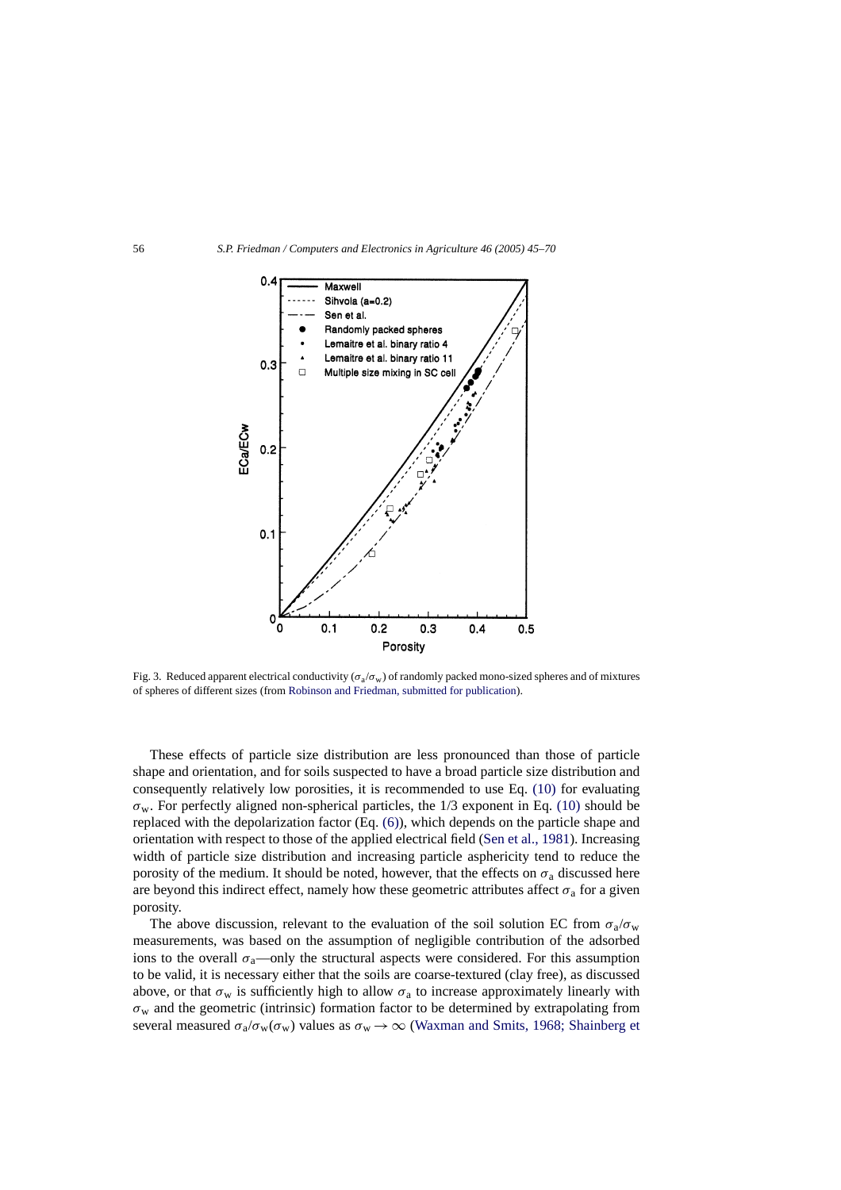Fig. 3. Reduced apparent electrical conductivity ($\sigma_a/\sigma_w$) of randomly packed mono-sized spheres and of mixtures of spheres of different sizes (from Robinson and Friedman, submitted for publication).

These effects of particle size distribution are less pronounced than those of particle shape and orientation, and for soils suspected to have a broad particle size distribution and consequently relatively low porosities, it is recommended to use Eq. (10) for evaluating $\sigma_w$. For perfectly aligned non-spherical particles, the 1/3 exponent in Eq. (10) should be replaced with the depolarization factor (Eq. (6)), which depends on the particle shape and orientation with respect to those of the applied electrical field (Sen et al., 1981). Increasing width of particle size distribution and increasing particle asphericity tend to reduce the porosity of the medium. It should be noted, however, that the effects on $\sigma_a$ discussed here are beyond this indirect effect, namely how these geometric attributes affect $\sigma_a$ for a given porosity.

The above discussion, relevant to the evaluation of the soil solution EC from $\sigma_a/\sigma_w$ measurements, was based on the assumption of negligible contribution of the adsorbed ions to the overall $\sigma_a$—only the structural aspects were considered. For this assumption to be valid, it is necessary either that the soils are coarse-textured (clay free), as discussed above, or that $\sigma_w$ is sufficiently high to allow $\sigma_a$ to increase approximately linearly with $\sigma_w$ and the geometric (intrinsic) formation factor to be determined by extrapolating from several measured $\sigma_a/\sigma_w(\sigma_w)$ values as $\sigma_w \to \infty$ (Waxman and Smits, 1968; Shainberg et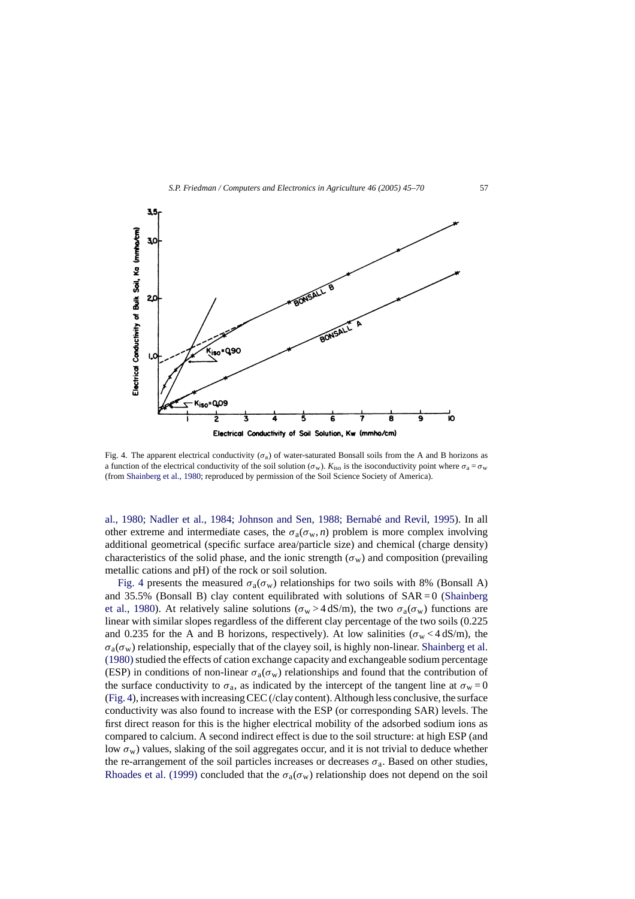Fig. 4. The apparent electrical conductivity ($\sigma_a$) of water-saturated Bonsall soils from the A and B horizons as a function of the electrical conductivity of the soil solution ($\sigma_w$). $K_{iso}$ is the isoconductivity point where $\sigma_a = \sigma_w$ (from Shainberg et al., 1980; reproduced by permission of the Soil Science Society of America).

al., 1980; Nadler et al., 1984; Johnson and Sen, 1988; Bernabé and Revil, 1995). In all other extreme and intermediate cases, the $\sigma_a(\sigma_w, n)$ problem is more complex involving additional geometrical (specific surface area/particle size) and chemical (charge density) characteristics of the solid phase, and the ionic strength ($\sigma_w$) and composition (prevailing metallic cations and pH) of the rock or soil solution.

Fig. 4 presents the measured $\sigma_a(\sigma_w)$ relationships for two soils with 8% (Bonsall A) and 35.5% (Bonsall B) clay content equilibrated with solutions of $SAR = 0$ (Shainberg et al., 1980). At relatively saline solutions ($\sigma_w > 4$ dS/m), the two $\sigma_a(\sigma_w)$ functions are linear with similar slopes regardless of the different clay percentage of the two soils (0.225 and 0.235 for the A and B horizons, respectively). At low salinities ($\sigma_w < 4$ dS/m), the $\sigma_a(\sigma_w)$ relationship, especially that of the clayey soil, is highly non-linear. Shainberg et al. (1980) studied the effects of cation exchange capacity and exchangeable sodium percentage (ESP) in conditions of non-linear $\sigma_a(\sigma_w)$ relationships and found that the contribution of the surface conductivity to $\sigma_a$, as indicated by the intercept of the tangent line at $\sigma_w = 0$ (Fig. 4), increases with increasing CEC (/clay content). Although less conclusive, the surface conductivity was also found to increase with the ESP (or corresponding SAR) levels. The first direct reason for this is the higher electrical mobility of the adsorbed sodium ions as compared to calcium. A second indirect effect is due to the soil structure: at high ESP (and low $\sigma_w$) values, slaking of the soil aggregates occur, and it is not trivial to deduce whether the re-arrangement of the soil particles increases or decreases $\sigma_a$. Based on other studies, Rhoades et al. (1999) concluded that the $\sigma_a(\sigma_w)$ relationship does not depend on the soil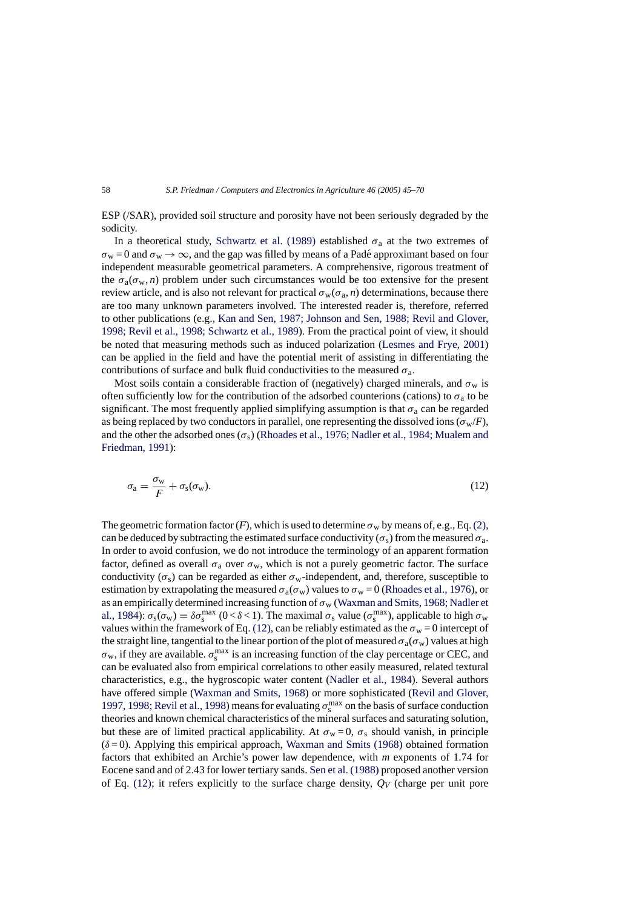ESP (/SAR), provided soil structure and porosity have not been seriously degraded by the sodicity.

In a theoretical study, Schwartz et al. (1989) established $\sigma_a$ at the two extremes of $\sigma_w = 0$ and $\sigma_w \to \infty$, and the gap was filled by means of a Padé approximant based on four independent measurable geometrical parameters. A comprehensive, rigorous treatment of the $\sigma_a(\sigma_w, n)$ problem under such circumstances would be too extensive for the present review article, and is also not relevant for practical $\sigma_w(\sigma_a, n)$ determinations, because there are too many unknown parameters involved. The interested reader is, therefore, referred to other publications (e.g., Kan and Sen, 1987; Johnson and Sen, 1988; Revil and Glover, 1998; Revil et al., 1998; Schwartz et al., 1989). From the practical point of view, it should be noted that measuring methods such as induced polarization (Lesmes and Frye, 2001) can be applied in the field and have the potential merit of assisting in differentiating the contributions of surface and bulk fluid conductivities to the measured $\sigma_a$.

Most soils contain a considerable fraction of (negatively) charged minerals, and $\sigma_w$ is often sufficiently low for the contribution of the adsorbed counterions (cations) to $\sigma_a$ to be significant. The most frequently applied simplifying assumption is that $\sigma_a$ can be regarded as being replaced by two conductors in parallel, one representing the dissolved ions ($\sigma_w/F$), and the other the adsorbed ones ($\sigma_s$) (Rhoades et al., 1976; Nadler et al., 1984; Mualem and Friedman, 1991):

$$\sigma_a = \frac{\sigma_w}{F} + \sigma_s(\sigma_w). \tag{12}$$

The geometric formation factor ($F$), which is used to determine $\sigma_w$ by means of, e.g., Eq. (2), can be deduced by subtracting the estimated surface conductivity ($\sigma_s$) from the measured $\sigma_a$. In order to avoid confusion, we do not introduce the terminology of an apparent formation factor, defined as overall $\sigma_a$ over $\sigma_w$, which is not a purely geometric factor. The surface conductivity ($\sigma_s$) can be regarded as either $\sigma_w$-independent, and, therefore, susceptible to estimation by extrapolating the measured $\sigma_a(\sigma_w)$ values to $\sigma_w = 0$ (Rhoades et al., 1976), or as an empirically determined increasing function of $\sigma_w$ (Waxman and Smits, 1968; Nadler et al., 1984): $\sigma_s(\sigma_w) = \delta\sigma_s^{max}$ ($0 < \delta < 1$). The maximal $\sigma_s$ value ($\sigma_s^{max}$), applicable to high $\sigma_w$ values within the framework of Eq. (12), can be reliably estimated as the $\sigma_w = 0$ intercept of the straight line, tangential to the linear portion of the plot of measured $\sigma_a(\sigma_w)$ values at high $\sigma_w$, if they are available. $\sigma_s^{max}$ is an increasing function of the clay percentage or CEC, and can be evaluated also from empirical correlations to other easily measured, related textural characteristics, e.g., the hygroscopic water content (Nadler et al., 1984). Several authors have offered simple (Waxman and Smits, 1968) or more sophisticated (Revil and Glover, 1997, 1998; Revil et al., 1998) means for evaluating $\sigma_s^{max}$ on the basis of surface conduction theories and known chemical characteristics of the mineral surfaces and saturating solution, but these are of limited practical applicability. At $\sigma_w = 0$, $\sigma_s$ should vanish, in principle ($\delta = 0$). Applying this empirical approach, Waxman and Smits (1968) obtained formation factors that exhibited an Archie's power law dependence, with $m$ exponents of 1.74 for Eocene sand and of 2.43 for lower tertiary sands. Sen et al. (1988) proposed another version of Eq. (12); it refers explicitly to the surface charge density, $Q_V$ (charge per unit pore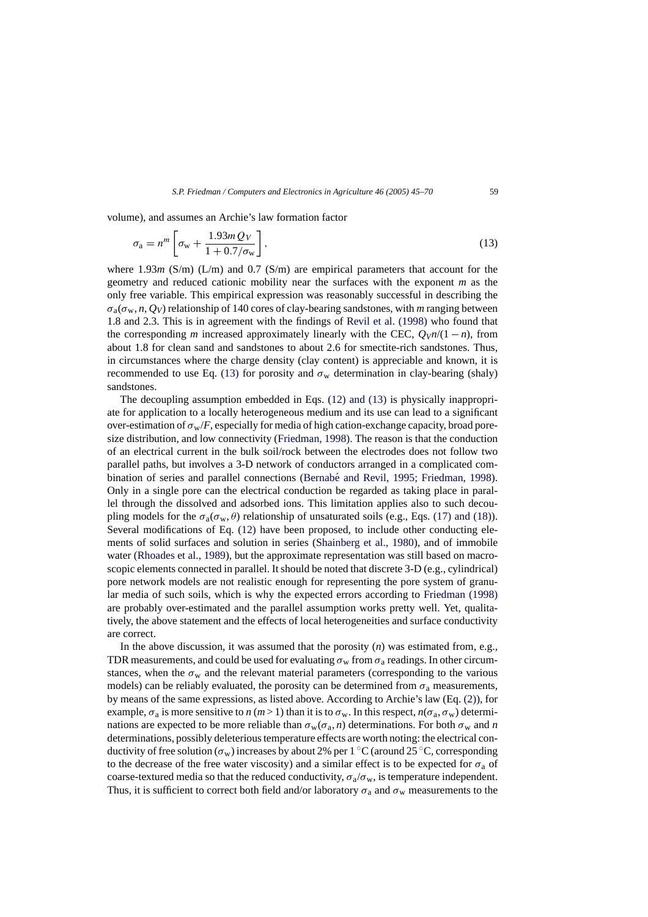volume), and assumes an Archie's law formation factor

$$\sigma_a = n^m \left[ \sigma_w + \frac{1.93 m Q_V}{1 + 0.7/\sigma_w} \right], \tag{13}$$

where $1.93m$ (S/m) (L/m) and 0.7 (S/m) are empirical parameters that account for the geometry and reduced cationic mobility near the surfaces with the exponent $m$ as the only free variable. This empirical expression was reasonably successful in describing the $\sigma_a(\sigma_w, n, Q_V)$ relationship of 140 cores of clay-bearing sandstones, with $m$ ranging between 1.8 and 2.3. This is in agreement with the findings of Revil et al. (1998) who found that the corresponding $m$ increased approximately linearly with the CEC, $Q_V n/(1-n)$, from about 1.8 for clean sand and sandstones to about 2.6 for smectite-rich sandstones. Thus, in circumstances where the charge density (clay content) is appreciable and known, it is recommended to use Eq. (13) for porosity and $\sigma_w$ determination in clay-bearing (shaly) sandstones.

The decoupling assumption embedded in Eqs. (12) and (13) is physically inappropriate for application to a locally heterogeneous medium and its use can lead to a significant over-estimation of $\sigma_w/F$, especially for media of high cation-exchange capacity, broad pore-size distribution, and low connectivity (Friedman, 1998). The reason is that the conduction of an electrical current in the bulk soil/rock between the electrodes does not follow two parallel paths, but involves a 3-D network of conductors arranged in a complicated combination of series and parallel connections (Bernabé and Revil, 1995; Friedman, 1998). Only in a single pore can the electrical conduction be regarded as taking place in parallel through the dissolved and adsorbed ions. This limitation applies also to such decoupling models for the $\sigma_a(\sigma_w, \theta)$ relationship of unsaturated soils (e.g., Eqs. (17) and (18)). Several modifications of Eq. (12) have been proposed, to include other conducting elements of solid surfaces and solution in series (Shainberg et al., 1980), and of immobile water (Rhoades et al., 1989), but the approximate representation was still based on macroscopic elements connected in parallel. It should be noted that discrete 3-D (e.g., cylindrical) pore network models are not realistic enough for representing the pore system of granular media of such soils, which is why the expected errors according to Friedman (1998) are probably over-estimated and the parallel assumption works pretty well. Yet, qualitatively, the above statement and the effects of local heterogeneities and surface conductivity are correct.

In the above discussion, it was assumed that the porosity ($n$) was estimated from, e.g., TDR measurements, and could be used for evaluating $\sigma_w$ from $\sigma_a$ readings. In other circumstances, when the $\sigma_w$ and the relevant material parameters (corresponding to the various models) can be reliably evaluated, the porosity can be determined from $\sigma_a$ measurements, by means of the same expressions, as listed above. According to Archie's law (Eq. (2)), for example, $\sigma_a$ is more sensitive to $n$ ($m > 1$) than it is to $\sigma_w$. In this respect, $n(\sigma_a, \sigma_w)$ determinations are expected to be more reliable than $\sigma_w(\sigma_a, n)$ determinations. For both $\sigma_w$ and $n$ determinations, possibly deleterious temperature effects are worth noting: the electrical conductivity of free solution ($\sigma_w$) increases by about 2% per 1 °C (around 25 °C, corresponding to the decrease of the free water viscosity) and a similar effect is to be expected for $\sigma_a$ of coarse-textured media so that the reduced conductivity, $\sigma_a/\sigma_w$, is temperature independent. Thus, it is sufficient to correct both field and/or laboratory $\sigma_a$ and $\sigma_w$ measurements to the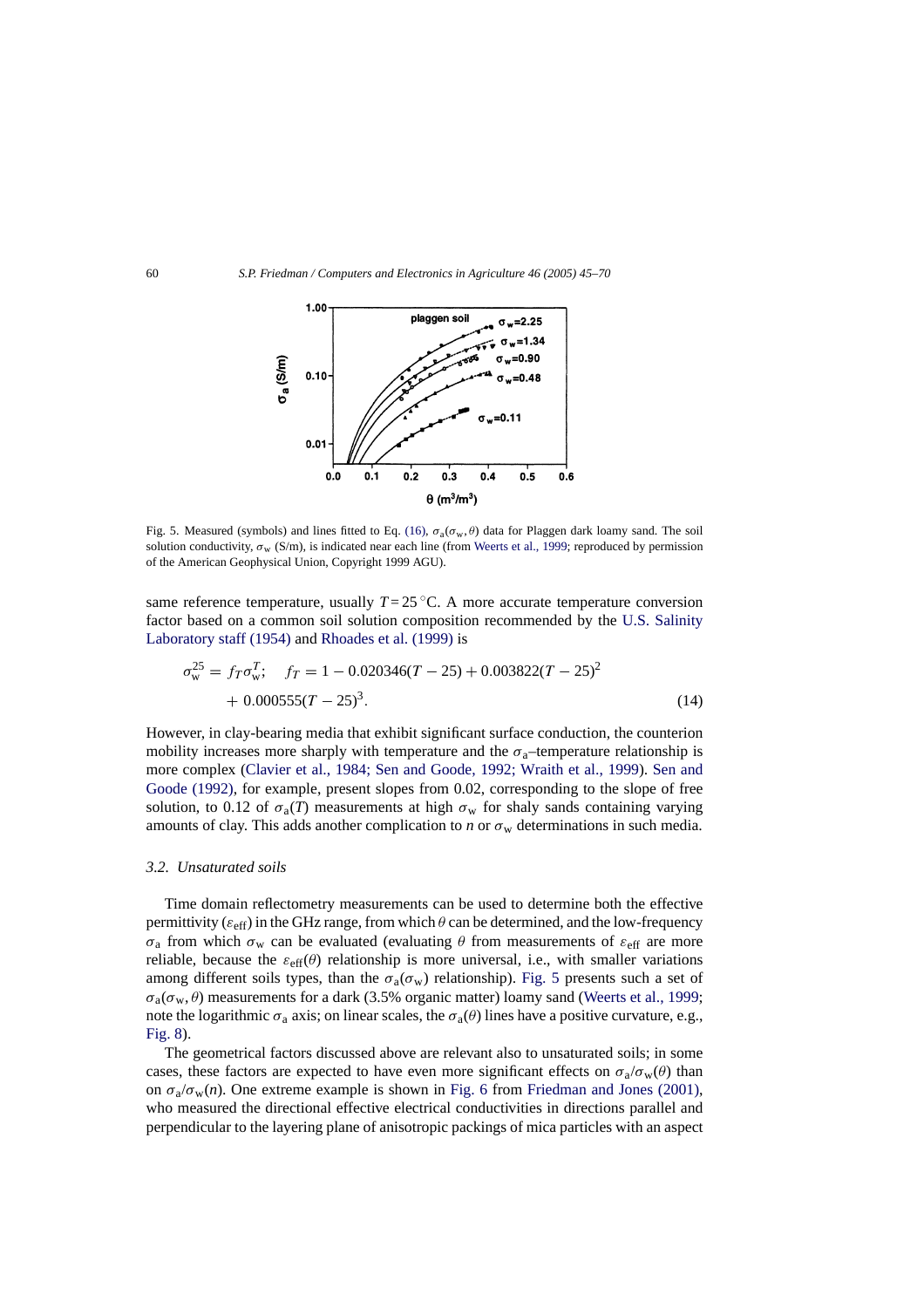Fig. 5. Measured (symbols) and lines fitted to Eq. (16), $\sigma_a(\sigma_w, \theta)$ data for Plaggen dark loamy sand. The soil solution conductivity, $\sigma_w$ (S/m), is indicated near each line (from Weerts et al., 1999; reproduced by permission of the American Geophysical Union, Copyright 1999 AGU).

same reference temperature, usually $T = 25\,^{\circ}\mathrm{C}$. A more accurate temperature conversion factor based on a common soil solution composition recommended by the U.S. Salinity Laboratory staff (1954) and Rhoades et al. (1999) is

$$\sigma_w^{25} = f_T \sigma_w^T; \quad f_T = 1 - 0.020346(T - 25) + 0.003822(T - 25)^2 + 0.000555(T - 25)^3. \tag{14}$$

However, in clay-bearing media that exhibit significant surface conduction, the counterion mobility increases more sharply with temperature and the $\sigma_a$–temperature relationship is more complex (Clavier et al., 1984; Sen and Goode, 1992; Wraith et al., 1999). Sen and Goode (1992), for example, present slopes from 0.02, corresponding to the slope of free solution, to 0.12 of $\sigma_a(T)$ measurements at high $\sigma_w$ for shaly sands containing varying amounts of clay. This adds another complication to $n$ or $\sigma_w$ determinations in such media.

### 3.2. Unsaturated soils

Time domain reflectometry measurements can be used to determine both the effective permittivity ($\varepsilon_{\mathrm{eff}}$) in the GHz range, from which $\theta$ can be determined, and the low-frequency $\sigma_a$ from which $\sigma_w$ can be evaluated (evaluating $\theta$ from measurements of $\varepsilon_{\mathrm{eff}}$ are more reliable, because the $\varepsilon_{\mathrm{eff}}(\theta)$ relationship is more universal, i.e., with smaller variations among different soils types, than the $\sigma_a(\sigma_w)$ relationship). Fig. 5 presents such a set of $\sigma_a(\sigma_w, \theta)$ measurements for a dark (3.5% organic matter) loamy sand (Weerts et al., 1999; note the logarithmic $\sigma_a$ axis; on linear scales, the $\sigma_a(\theta)$ lines have a positive curvature, e.g., Fig. 8).

The geometrical factors discussed above are relevant also to unsaturated soils; in some cases, these factors are expected to have even more significant effects on $\sigma_a/\sigma_w(\theta)$ than on $\sigma_a/\sigma_w(n)$. One extreme example is shown in Fig. 6 from Friedman and Jones (2001), who measured the directional effective electrical conductivities in directions parallel and perpendicular to the layering plane of anisotropic packings of mica particles with an aspect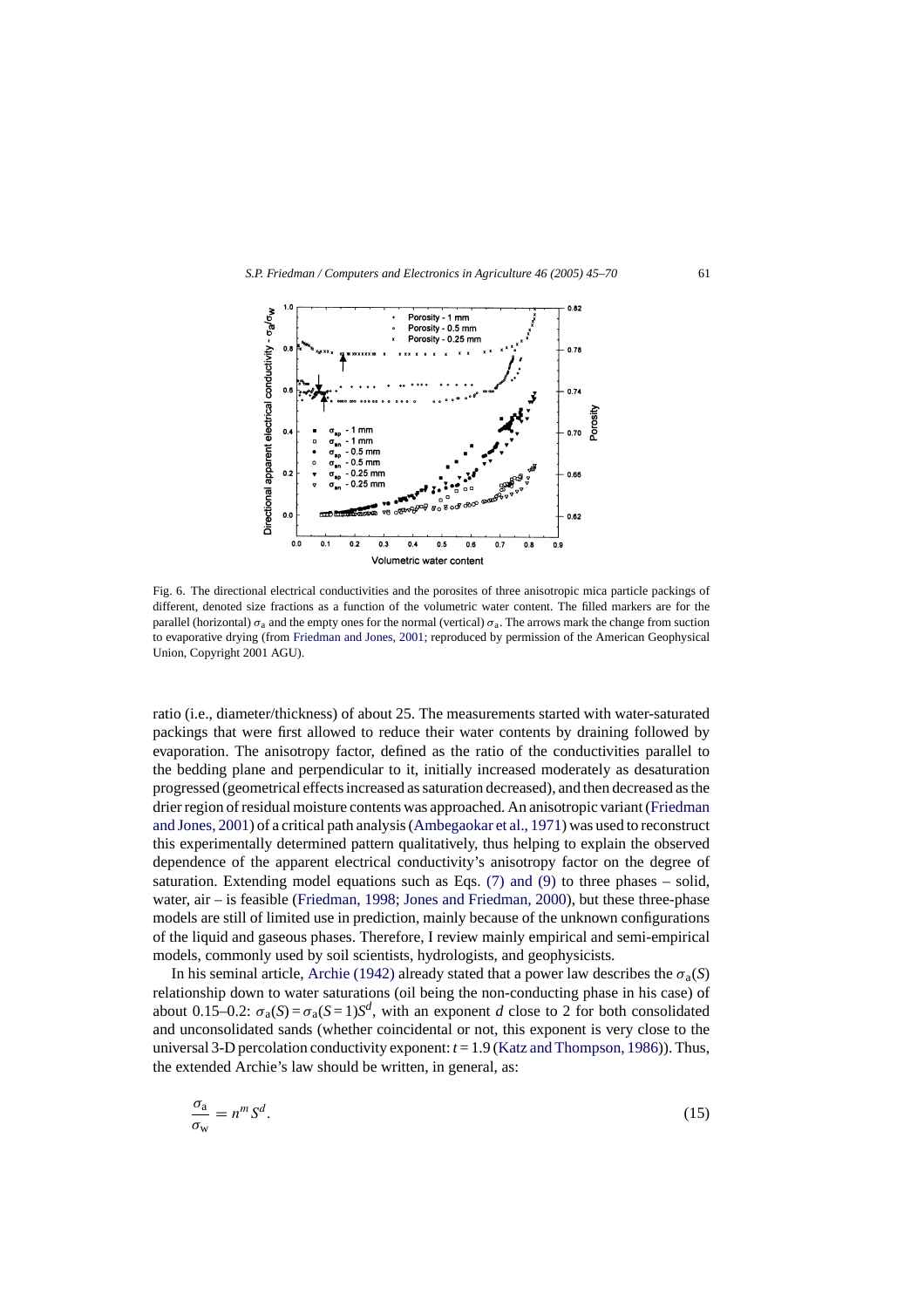Fig. 6. The directional electrical conductivities and the porosites of three anisotropic mica particle packings of different, denoted size fractions as a function of the volumetric water content. The filled markers are for the parallel (horizontal) $\sigma_a$ and the empty ones for the normal (vertical) $\sigma_a$. The arrows mark the change from suction to evaporative drying (from Friedman and Jones, 2001; reproduced by permission of the American Geophysical Union, Copyright 2001 AGU).

ratio (i.e., diameter/thickness) of about 25. The measurements started with water-saturated packings that were first allowed to reduce their water contents by draining followed by evaporation. The anisotropy factor, defined as the ratio of the conductivities parallel to the bedding plane and perpendicular to it, initially increased moderately as desaturation progressed (geometrical effects increased as saturation decreased), and then decreased as the drier region of residual moisture contents was approached. An anisotropic variant (Friedman and Jones, 2001) of a critical path analysis (Ambegaokar et al., 1971) was used to reconstruct this experimentally determined pattern qualitatively, thus helping to explain the observed dependence of the apparent electrical conductivity's anisotropy factor on the degree of saturation. Extending model equations such as Eqs. (7) and (9) to three phases – solid, water, air – is feasible (Friedman, 1998; Jones and Friedman, 2000), but these three-phase models are still of limited use in prediction, mainly because of the unknown configurations of the liquid and gaseous phases. Therefore, I review mainly empirical and semi-empirical models, commonly used by soil scientists, hydrologists, and geophysicists.

In his seminal article, Archie (1942) already stated that a power law describes the $\sigma_a(S)$ relationship down to water saturations (oil being the non-conducting phase in his case) of about 0.15–0.2: $\sigma_a(S) = \sigma_a(S=1)S^d$, with an exponent $d$ close to 2 for both consolidated and unconsolidated sands (whether coincidental or not, this exponent is very close to the universal 3-D percolation conductivity exponent: $t = 1.9$ (Katz and Thompson, 1986)). Thus, the extended Archie's law should be written, in general, as:

$$\frac{\sigma_a}{\sigma_w} = n^m S^d. \tag{15}$$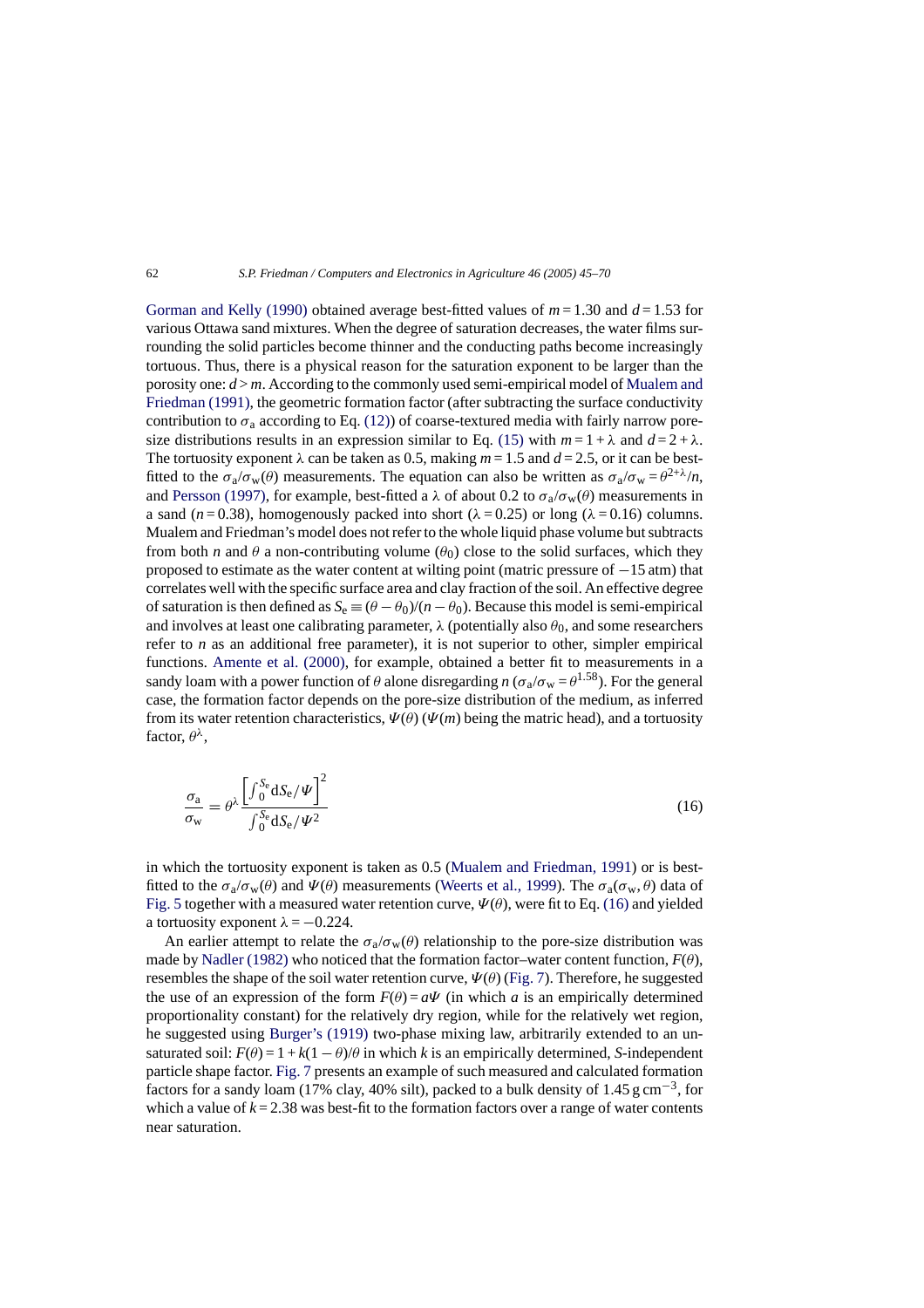Gorman and Kelly (1990) obtained average best-fitted values of $m = 1.30$ and $d = 1.53$ for various Ottawa sand mixtures. When the degree of saturation decreases, the water films surrounding the solid particles become thinner and the conducting paths become increasingly tortuous. Thus, there is a physical reason for the saturation exponent to be larger than the porosity one: $d > m$. According to the commonly used semi-empirical model of Mualem and Friedman (1991), the geometric formation factor (after subtracting the surface conductivity contribution to $\sigma_a$ according to Eq. (12)) of coarse-textured media with fairly narrow pore-size distributions results in an expression similar to Eq. (15) with $m = 1 + \lambda$ and $d = 2 + \lambda$. The tortuosity exponent $\lambda$ can be taken as 0.5, making $m = 1.5$ and $d = 2.5$, or it can be best-fitted to the $\sigma_a/\sigma_w(\theta)$ measurements. The equation can also be written as $\sigma_a/\sigma_w = \theta^{2+\lambda}/n$, and Persson (1997), for example, best-fitted a $\lambda$ of about 0.2 to $\sigma_a/\sigma_w(\theta)$ measurements in a sand ($n = 0.38$), homogenously packed into short ($\lambda = 0.25$) or long ($\lambda = 0.16$) columns. Mualem and Friedman's model does not refer to the whole liquid phase volume but subtracts from both $n$ and $\theta$ a non-contributing volume ($\theta_0$) close to the solid surfaces, which they proposed to estimate as the water content at wilting point (matric pressure of $-15$ atm) that correlates well with the specific surface area and clay fraction of the soil. An effective degree of saturation is then defined as $S_e \equiv (\theta - \theta_0)/(n - \theta_0)$. Because this model is semi-empirical and involves at least one calibrating parameter, $\lambda$ (potentially also $\theta_0$, and some researchers refer to $n$ as an additional free parameter), it is not superior to other, simpler empirical functions. Amente et al. (2000), for example, obtained a better fit to measurements in a sandy loam with a power function of $\theta$ alone disregarding $n$ ($\sigma_a/\sigma_w = \theta^{1.58}$). For the general case, the formation factor depends on the pore-size distribution of the medium, as inferred from its water retention characteristics, $\Psi(\theta)$ ($\Psi(m)$ being the matric head), and a tortuosity factor, $\theta^{\lambda}$,

$$
\frac{\sigma_a}{\sigma_w} = \theta^{\lambda} \frac{\left[\int_0^{S_e} \mathrm{d}S_e/\Psi\right]^2}{\int_0^{S_e} \mathrm{d}S_e/\Psi^2} \tag{16}
$$

in which the tortuosity exponent is taken as 0.5 (Mualem and Friedman, 1991) or is best-fitted to the $\sigma_a/\sigma_w(\theta)$ and $\Psi(\theta)$ measurements (Weerts et al., 1999). The $\sigma_a(\sigma_w, \theta)$ data of Fig. 5 together with a measured water retention curve, $\Psi(\theta)$, were fit to Eq. (16) and yielded a tortuosity exponent $\lambda = -0.224$.

An earlier attempt to relate the $\sigma_a/\sigma_w(\theta)$ relationship to the pore-size distribution was made by Nadler (1982) who noticed that the formation factor–water content function, $F(\theta)$, resembles the shape of the soil water retention curve, $\Psi(\theta)$ (Fig. 7). Therefore, he suggested the use of an expression of the form $F(\theta) = a\Psi$ (in which $a$ is an empirically determined proportionality constant) for the relatively dry region, while for the relatively wet region, he suggested using Burger's (1919) two-phase mixing law, arbitrarily extended to an unsaturated soil: $F(\theta) = 1 + k(1 - \theta)/\theta$ in which $k$ is an empirically determined, $S$-independent particle shape factor. Fig. 7 presents an example of such measured and calculated formation factors for a sandy loam (17% clay, 40% silt), packed to a bulk density of $1.45\ \mathrm{g\,cm^{-3}}$, for which a value of $k = 2.38$ was best-fit to the formation factors over a range of water contents near saturation.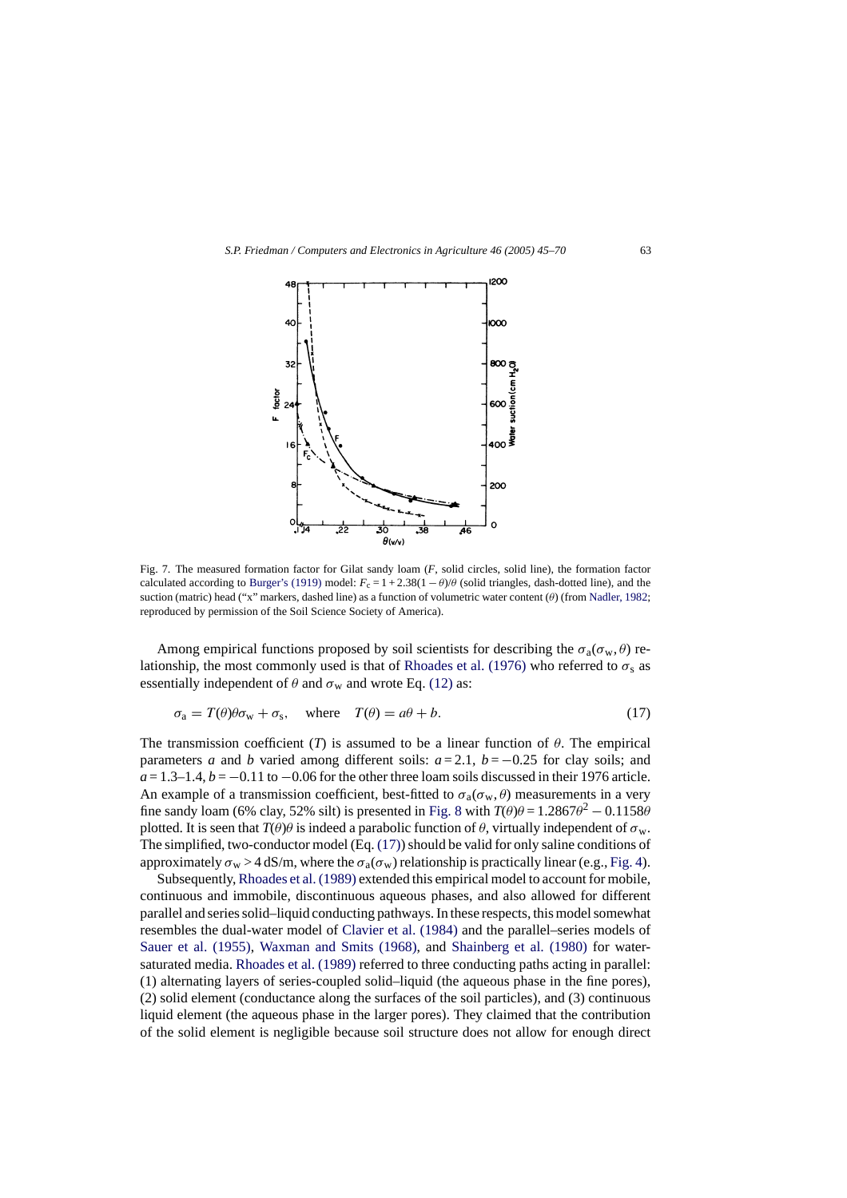Fig. 7. The measured formation factor for Gilat sandy loam ($F$, solid circles, solid line), the formation factor calculated according to Burger's (1919) model: $F_c = 1 + 2.38(1 - \theta)/\theta$ (solid triangles, dash-dotted line), and the suction (matric) head ("x" markers, dashed line) as a function of volumetric water content ($\theta$) (from Nadler, 1982; reproduced by permission of the Soil Science Society of America).

Among empirical functions proposed by soil scientists for describing the $\sigma_a(\sigma_w, \theta)$ relationship, the most commonly used is that of Rhoades et al. (1976) who referred to $\sigma_s$ as essentially independent of $\theta$ and $\sigma_w$ and wrote Eq. (12) as:

$$\sigma_a = T(\theta)\theta\sigma_w + \sigma_s, \quad \text{where} \quad T(\theta) = a\theta + b. \tag{17}$$

The transmission coefficient ($T$) is assumed to be a linear function of $\theta$. The empirical parameters $a$ and $b$ varied among different soils: $a = 2.1$, $b = -0.25$ for clay soils; and $a = 1.3$–$1.4$, $b = -0.11$ to $-0.06$ for the other three loam soils discussed in their 1976 article. An example of a transmission coefficient, best-fitted to $\sigma_a(\sigma_w, \theta)$ measurements in a very fine sandy loam (6% clay, 52% silt) is presented in Fig. 8 with $T(\theta)\theta = 1.2867\theta^2 - 0.1158\theta$ plotted. It is seen that $T(\theta)\theta$ is indeed a parabolic function of $\theta$, virtually independent of $\sigma_w$. The simplified, two-conductor model (Eq. (17)) should be valid for only saline conditions of approximately $\sigma_w > 4$ dS/m, where the $\sigma_a(\sigma_w)$ relationship is practically linear (e.g., Fig. 4).

Subsequently, Rhoades et al. (1989) extended this empirical model to account for mobile, continuous and immobile, discontinuous aqueous phases, and also allowed for different parallel and series solid–liquid conducting pathways. In these respects, this model somewhat resembles the dual-water model of Clavier et al. (1984) and the parallel–series models of Sauer et al. (1955), Waxman and Smits (1968), and Shainberg et al. (1980) for water-saturated media. Rhoades et al. (1989) referred to three conducting paths acting in parallel: (1) alternating layers of series-coupled solid–liquid (the aqueous phase in the fine pores), (2) solid element (conductance along the surfaces of the soil particles), and (3) continuous liquid element (the aqueous phase in the larger pores). They claimed that the contribution of the solid element is negligible because soil structure does not allow for enough direct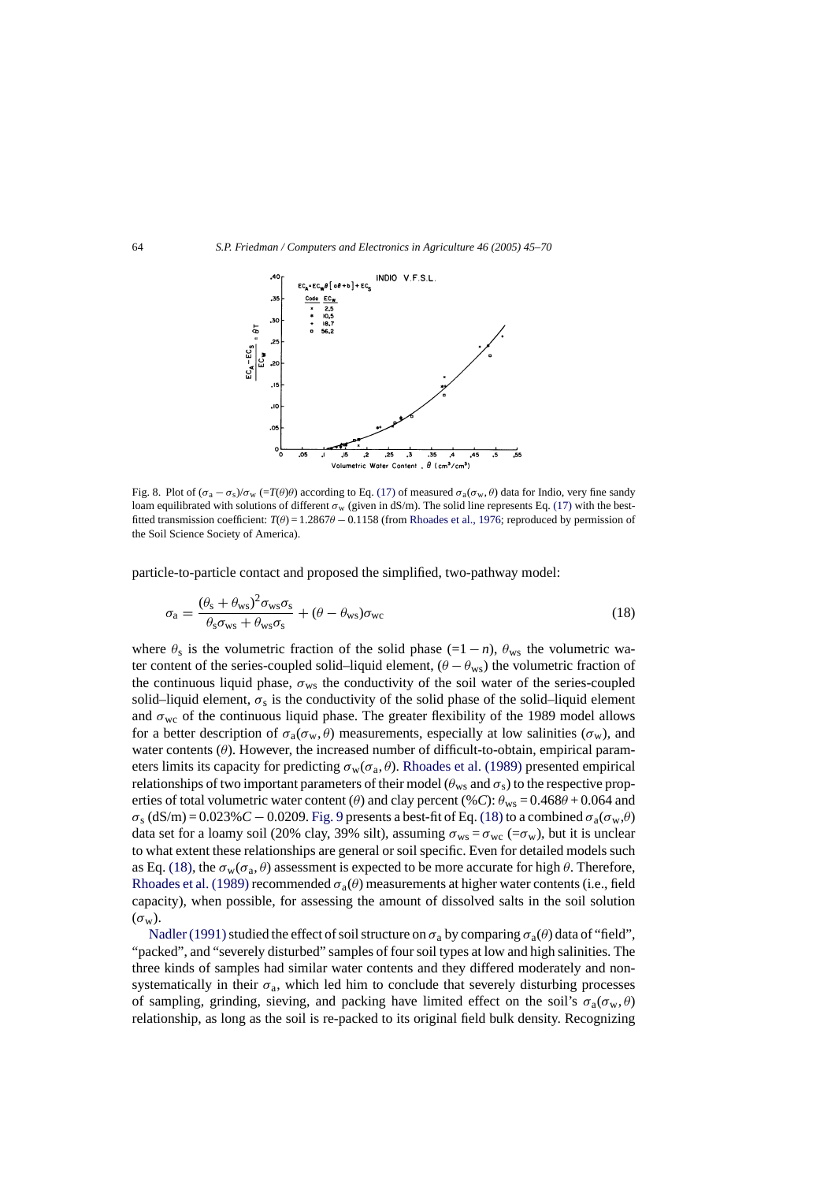Fig. 8. Plot of $(\sigma_a - \sigma_s)/\sigma_w$ (=$T(\theta)\theta$) according to Eq. (17) of measured $\sigma_a(\sigma_w, \theta)$ data for Indio, very fine sandy loam equilibrated with solutions of different $\sigma_w$ (given in dS/m). The solid line represents Eq. (17) with the best-fitted transmission coefficient: $T(\theta) = 1.2867\theta - 0.1158$ (from Rhoades et al., 1976; reproduced by permission of the Soil Science Society of America).

particle-to-particle contact and proposed the simplified, two-pathway model:

$$\sigma_a = \frac{(\theta_s + \theta_{ws})^2 \sigma_{ws} \sigma_s}{\theta_s \sigma_{ws} + \theta_{ws} \sigma_s} + (\theta - \theta_{ws})\sigma_{wc} \tag{18}$$

where $\theta_s$ is the volumetric fraction of the solid phase (=$1 - n$), $\theta_{ws}$ the volumetric water content of the series-coupled solid–liquid element, $(\theta - \theta_{ws})$ the volumetric fraction of the continuous liquid phase, $\sigma_{ws}$ the conductivity of the soil water of the series-coupled solid–liquid element, $\sigma_s$ is the conductivity of the solid phase of the solid–liquid element and $\sigma_{wc}$ of the continuous liquid phase. The greater flexibility of the 1989 model allows for a better description of $\sigma_a(\sigma_w, \theta)$ measurements, especially at low salinities ($\sigma_w$), and water contents ($\theta$). However, the increased number of difficult-to-obtain, empirical parameters limits its capacity for predicting $\sigma_w(\sigma_a, \theta)$. Rhoades et al. (1989) presented empirical relationships of two important parameters of their model ($\theta_{ws}$ and $\sigma_s$) to the respective properties of total volumetric water content ($\theta$) and clay percent (%$C$): $\theta_{ws} = 0.468\theta + 0.064$ and $\sigma_s$ (dS/m) = 0.023%$C$ − 0.0209. Fig. 9 presents a best-fit of Eq. (18) to a combined $\sigma_a(\sigma_w,\theta)$ data set for a loamy soil (20% clay, 39% silt), assuming $\sigma_{ws} = \sigma_{wc}$ (=$\sigma_w$), but it is unclear to what extent these relationships are general or soil specific. Even for detailed models such as Eq. (18), the $\sigma_w(\sigma_a, \theta)$ assessment is expected to be more accurate for high $\theta$. Therefore, Rhoades et al. (1989) recommended $\sigma_a(\theta)$ measurements at higher water contents (i.e., field capacity), when possible, for assessing the amount of dissolved salts in the soil solution ($\sigma_w$).

Nadler (1991) studied the effect of soil structure on $\sigma_a$ by comparing $\sigma_a(\theta)$ data of "field", "packed", and "severely disturbed" samples of four soil types at low and high salinities. The three kinds of samples had similar water contents and they differed moderately and non-systematically in their $\sigma_a$, which led him to conclude that severely disturbing processes of sampling, grinding, sieving, and packing have limited effect on the soil's $\sigma_a(\sigma_w, \theta)$ relationship, as long as the soil is re-packed to its original field bulk density. Recognizing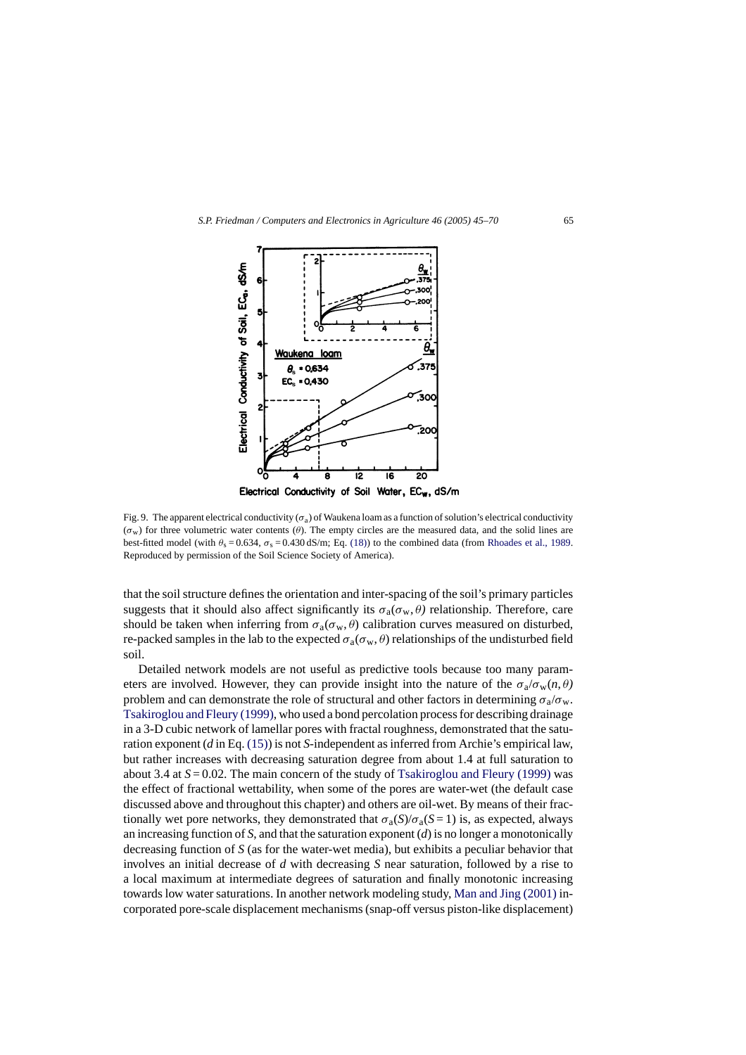Fig. 9. The apparent electrical conductivity ($\sigma_a$) of Waukena loam as a function of solution's electrical conductivity ($\sigma_w$) for three volumetric water contents ($\theta$). The empty circles are the measured data, and the solid lines are best-fitted model (with $\theta_s = 0.634$, $\sigma_s = 0.430$ dS/m; Eq. (18)) to the combined data (from Rhoades et al., 1989. Reproduced by permission of the Soil Science Society of America).

that the soil structure defines the orientation and inter-spacing of the soil's primary particles suggests that it should also affect significantly its $\sigma_a(\sigma_w, \theta)$ relationship. Therefore, care should be taken when inferring from $\sigma_a(\sigma_w, \theta)$ calibration curves measured on disturbed, re-packed samples in the lab to the expected $\sigma_a(\sigma_w, \theta)$ relationships of the undisturbed field soil.

Detailed network models are not useful as predictive tools because too many parameters are involved. However, they can provide insight into the nature of the $\sigma_a/\sigma_w(n, \theta)$ problem and can demonstrate the role of structural and other factors in determining $\sigma_a/\sigma_w$. Tsakiroglou and Fleury (1999), who used a bond percolation process for describing drainage in a 3-D cubic network of lamellar pores with fractal roughness, demonstrated that the saturation exponent ($d$ in Eq. (15)) is not $S$-independent as inferred from Archie's empirical law, but rather increases with decreasing saturation degree from about 1.4 at full saturation to about 3.4 at $S = 0.02$. The main concern of the study of Tsakiroglou and Fleury (1999) was the effect of fractional wettability, when some of the pores are water-wet (the default case discussed above and throughout this chapter) and others are oil-wet. By means of their fractionally wet pore networks, they demonstrated that $\sigma_a(S)/\sigma_a(S = 1)$ is, as expected, always an increasing function of $S$, and that the saturation exponent ($d$) is no longer a monotonically decreasing function of $S$ (as for the water-wet media), but exhibits a peculiar behavior that involves an initial decrease of $d$ with decreasing $S$ near saturation, followed by a rise to a local maximum at intermediate degrees of saturation and finally monotonic increasing towards low water saturations. In another network modeling study, Man and Jing (2001) incorporated pore-scale displacement mechanisms (snap-off versus piston-like displacement)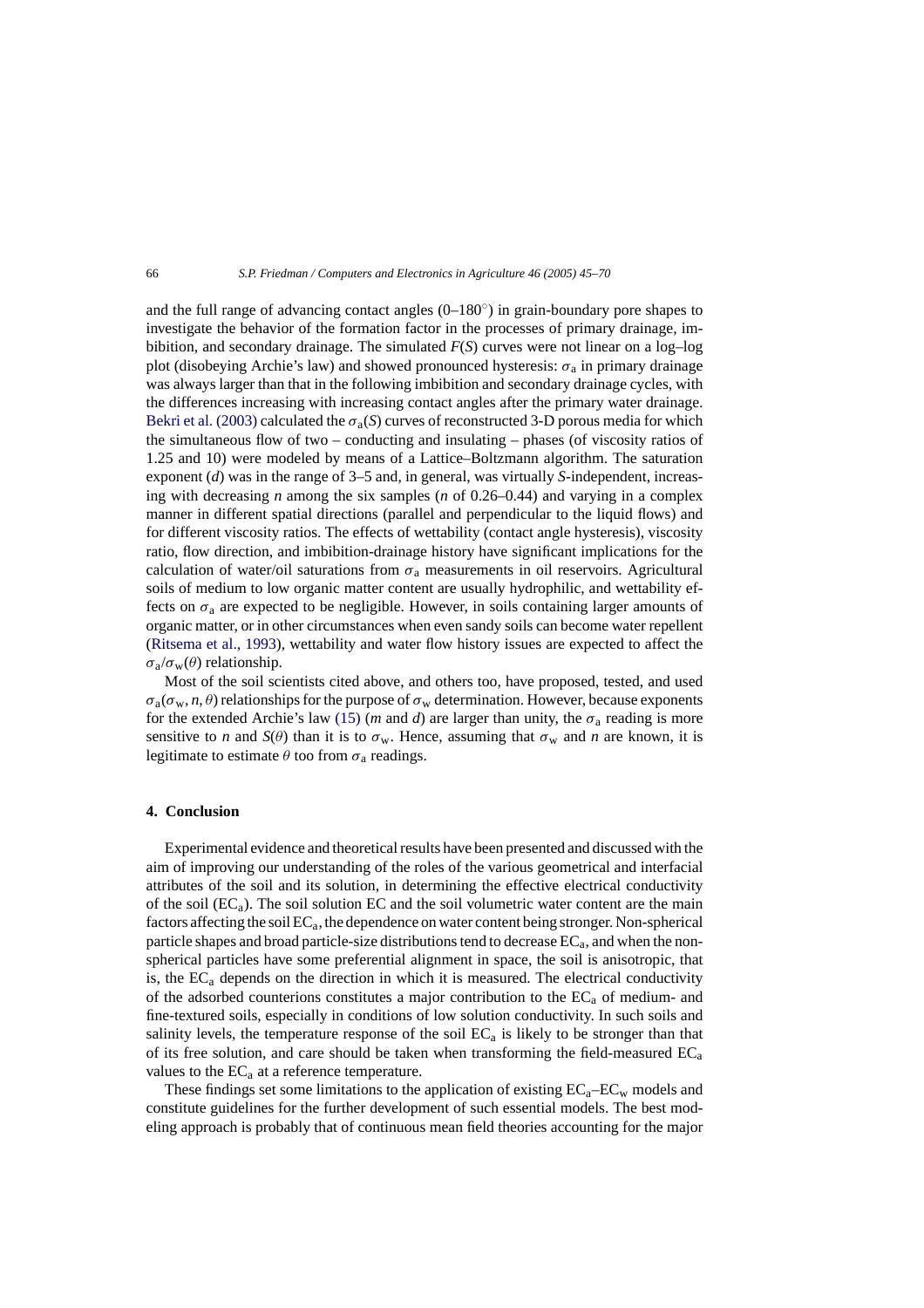and the full range of advancing contact angles (0–180°) in grain-boundary pore shapes to investigate the behavior of the formation factor in the processes of primary drainage, imbibition, and secondary drainage. The simulated $F(S)$ curves were not linear on a log–log plot (disobeying Archie's law) and showed pronounced hysteresis: $\sigma_a$ in primary drainage was always larger than that in the following imbibition and secondary drainage cycles, with the differences increasing with increasing contact angles after the primary water drainage. Bekri et al. (2003) calculated the $\sigma_a(S)$ curves of reconstructed 3-D porous media for which the simultaneous flow of two – conducting and insulating – phases (of viscosity ratios of 1.25 and 10) were modeled by means of a Lattice–Boltzmann algorithm. The saturation exponent ($d$) was in the range of 3–5 and, in general, was virtually $S$-independent, increasing with decreasing $n$ among the six samples ($n$ of 0.26–0.44) and varying in a complex manner in different spatial directions (parallel and perpendicular to the liquid flows) and for different viscosity ratios. The effects of wettability (contact angle hysteresis), viscosity ratio, flow direction, and imbibition-drainage history have significant implications for the calculation of water/oil saturations from $\sigma_a$ measurements in oil reservoirs. Agricultural soils of medium to low organic matter content are usually hydrophilic, and wettability effects on $\sigma_a$ are expected to be negligible. However, in soils containing larger amounts of organic matter, or in other circumstances when even sandy soils can become water repellent (Ritsema et al., 1993), wettability and water flow history issues are expected to affect the $\sigma_a/\sigma_w(\theta)$ relationship.

Most of the soil scientists cited above, and others too, have proposed, tested, and used $\sigma_a(\sigma_w, n, \theta)$ relationships for the purpose of $\sigma_w$ determination. However, because exponents for the extended Archie's law (15) ($m$ and $d$) are larger than unity, the $\sigma_a$ reading is more sensitive to $n$ and $S(\theta)$ than it is to $\sigma_w$. Hence, assuming that $\sigma_w$ and $n$ are known, it is legitimate to estimate $\theta$ too from $\sigma_a$ readings.

## 4. Conclusion

Experimental evidence and theoretical results have been presented and discussed with the aim of improving our understanding of the roles of the various geometrical and interfacial attributes of the soil and its solution, in determining the effective electrical conductivity of the soil ($EC_a$). The soil solution EC and the soil volumetric water content are the main factors affecting the soil $EC_a$, the dependence on water content being stronger. Non-spherical particle shapes and broad particle-size distributions tend to decrease $EC_a$, and when the non-spherical particles have some preferential alignment in space, the soil is anisotropic, that is, the $EC_a$ depends on the direction in which it is measured. The electrical conductivity of the adsorbed counterions constitutes a major contribution to the $EC_a$ of medium- and fine-textured soils, especially in conditions of low solution conductivity. In such soils and salinity levels, the temperature response of the soil $EC_a$ is likely to be stronger than that of its free solution, and care should be taken when transforming the field-measured $EC_a$ values to the $EC_a$ at a reference temperature.

These findings set some limitations to the application of existing $EC_a$–$EC_w$ models and constitute guidelines for the further development of such essential models. The best modeling approach is probably that of continuous mean field theories accounting for the major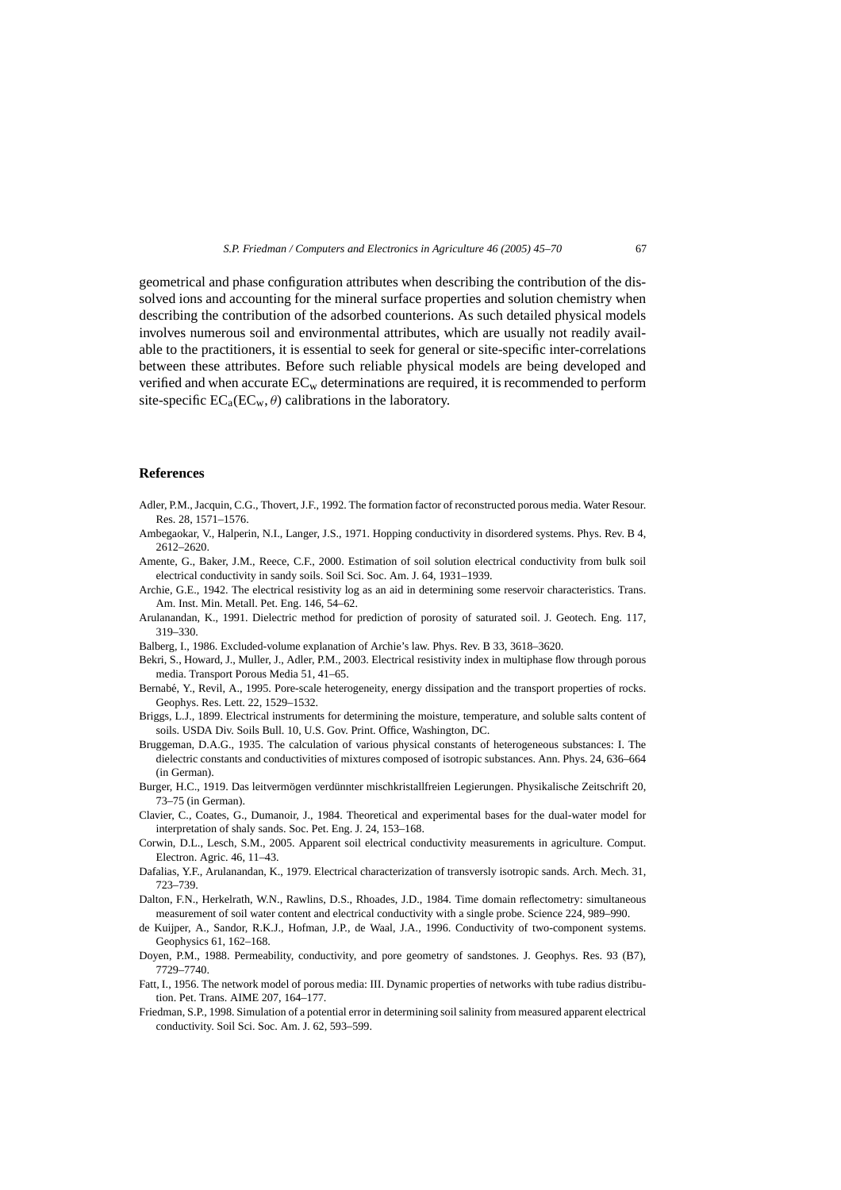geometrical and phase configuration attributes when describing the contribution of the dissolved ions and accounting for the mineral surface properties and solution chemistry when describing the contribution of the adsorbed counterions. As such detailed physical models involves numerous soil and environmental attributes, which are usually not readily available to the practitioners, it is essential to seek for general or site-specific inter-correlations between these attributes. Before such reliable physical models are being developed and verified and when accurate $EC_w$ determinations are required, it is recommended to perform site-specific $EC_a(EC_w, \theta)$ calibrations in the laboratory.

## References

Adler, P.M., Jacquin, C.G., Thovert, J.F., 1992. The formation factor of reconstructed porous media. Water Resour. Res. 28, 1571–1576.

Ambegaokar, V., Halperin, N.I., Langer, J.S., 1971. Hopping conductivity in disordered systems. Phys. Rev. B 4, 2612–2620.

Amente, G., Baker, J.M., Reece, C.F., 2000. Estimation of soil solution electrical conductivity from bulk soil electrical conductivity in sandy soils. Soil Sci. Soc. Am. J. 64, 1931–1939.

Archie, G.E., 1942. The electrical resistivity log as an aid in determining some reservoir characteristics. Trans. Am. Inst. Min. Metall. Pet. Eng. 146, 54–62.

Arulanandan, K., 1991. Dielectric method for prediction of porosity of saturated soil. J. Geotech. Eng. 117, 319–330.

Balberg, I., 1986. Excluded-volume explanation of Archie's law. Phys. Rev. B 33, 3618–3620.

Bekri, S., Howard, J., Muller, J., Adler, P.M., 2003. Electrical resistivity index in multiphase flow through porous media. Transport Porous Media 51, 41–65.

Bernabé, Y., Revil, A., 1995. Pore-scale heterogeneity, energy dissipation and the transport properties of rocks. Geophys. Res. Lett. 22, 1529–1532.

Briggs, L.J., 1899. Electrical instruments for determining the moisture, temperature, and soluble salts content of soils. USDA Div. Soils Bull. 10, U.S. Gov. Print. Office, Washington, DC.

Bruggeman, D.A.G., 1935. The calculation of various physical constants of heterogeneous substances: I. The dielectric constants and conductivities of mixtures composed of isotropic substances. Ann. Phys. 24, 636–664 (in German).

Burger, H.C., 1919. Das leitvermögen verdünnter mischkristallfreien Legierungen. Physikalische Zeitschrift 20, 73–75 (in German).

Clavier, C., Coates, G., Dumanoir, J., 1984. Theoretical and experimental bases for the dual-water model for interpretation of shaly sands. Soc. Pet. Eng. J. 24, 153–168.

Corwin, D.L., Lesch, S.M., 2005. Apparent soil electrical conductivity measurements in agriculture. Comput. Electron. Agric. 46, 11–43.

Dafalias, Y.F., Arulanandan, K., 1979. Electrical characterization of transversly isotropic sands. Arch. Mech. 31, 723–739.

Dalton, F.N., Herkelrath, W.N., Rawlins, D.S., Rhoades, J.D., 1984. Time domain reflectometry: simultaneous measurement of soil water content and electrical conductivity with a single probe. Science 224, 989–990.

de Kuijper, A., Sandor, R.K.J., Hofman, J.P., de Waal, J.A., 1996. Conductivity of two-component systems. Geophysics 61, 162–168.

Doyen, P.M., 1988. Permeability, conductivity, and pore geometry of sandstones. J. Geophys. Res. 93 (B7), 7729–7740.

Fatt, I., 1956. The network model of porous media: III. Dynamic properties of networks with tube radius distribution. Pet. Trans. AIME 207, 164–177.

Friedman, S.P., 1998. Simulation of a potential error in determining soil salinity from measured apparent electrical conductivity. Soil Sci. Soc. Am. J. 62, 593–599.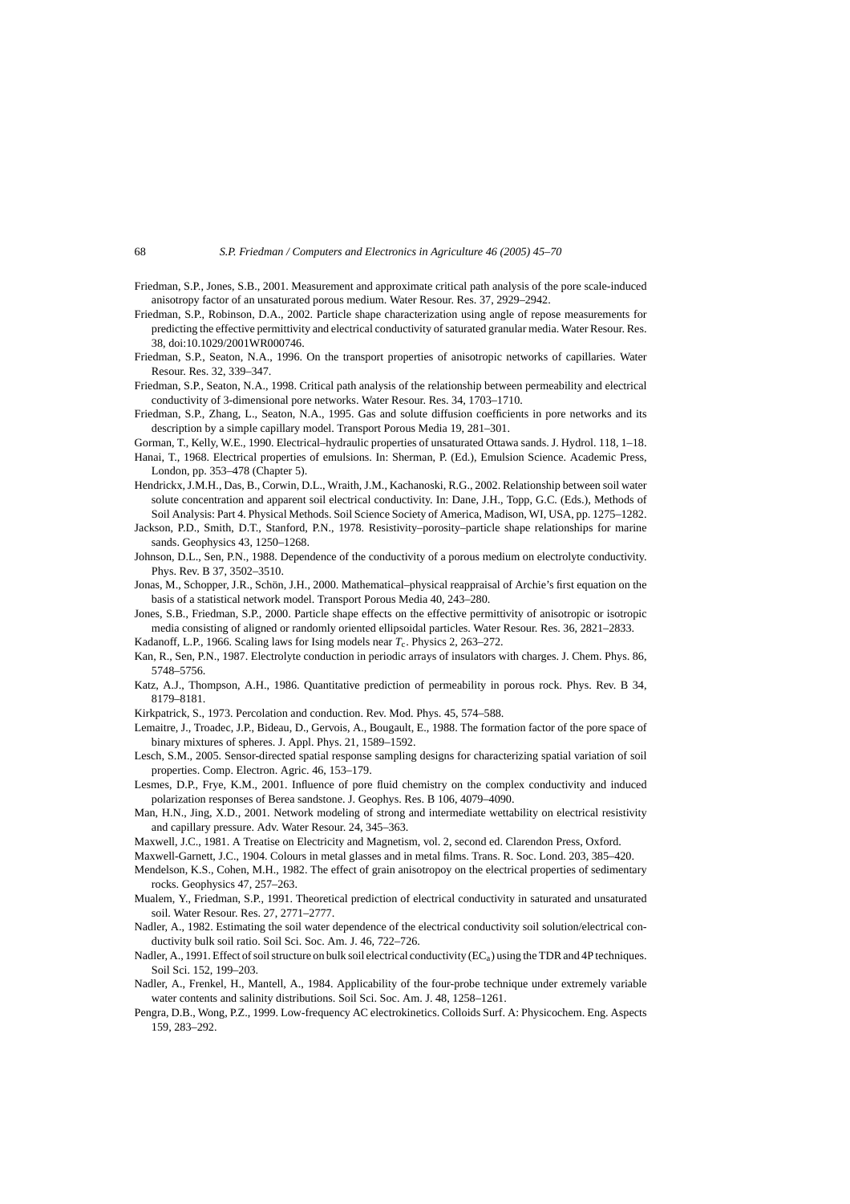Friedman, S.P., Jones, S.B., 2001. Measurement and approximate critical path analysis of the pore scale-induced anisotropy factor of an unsaturated porous medium. Water Resour. Res. 37, 2929–2942.

Friedman, S.P., Robinson, D.A., 2002. Particle shape characterization using angle of repose measurements for predicting the effective permittivity and electrical conductivity of saturated granular media. Water Resour. Res. 38, doi:10.1029/2001WR000746.

Friedman, S.P., Seaton, N.A., 1996. On the transport properties of anisotropic networks of capillaries. Water Resour. Res. 32, 339–347.

Friedman, S.P., Seaton, N.A., 1998. Critical path analysis of the relationship between permeability and electrical conductivity of 3-dimensional pore networks. Water Resour. Res. 34, 1703–1710.

Friedman, S.P., Zhang, L., Seaton, N.A., 1995. Gas and solute diffusion coefficients in pore networks and its description by a simple capillary model. Transport Porous Media 19, 281–301.

Gorman, T., Kelly, W.E., 1990. Electrical–hydraulic properties of unsaturated Ottawa sands. J. Hydrol. 118, 1–18.

Hanai, T., 1968. Electrical properties of emulsions. In: Sherman, P. (Ed.), Emulsion Science. Academic Press, London, pp. 353–478 (Chapter 5).

Hendrickx, J.M.H., Das, B., Corwin, D.L., Wraith, J.M., Kachanoski, R.G., 2002. Relationship between soil water solute concentration and apparent soil electrical conductivity. In: Dane, J.H., Topp, G.C. (Eds.), Methods of Soil Analysis: Part 4. Physical Methods. Soil Science Society of America, Madison, WI, USA, pp. 1275–1282.

Jackson, P.D., Smith, D.T., Stanford, P.N., 1978. Resistivity–porosity–particle shape relationships for marine sands. Geophysics 43, 1250–1268.

Johnson, D.L., Sen, P.N., 1988. Dependence of the conductivity of a porous medium on electrolyte conductivity. Phys. Rev. B 37, 3502–3510.

Jonas, M., Schopper, J.R., Schön, J.H., 2000. Mathematical–physical reappraisal of Archie's first equation on the basis of a statistical network model. Transport Porous Media 40, 243–280.

Jones, S.B., Friedman, S.P., 2000. Particle shape effects on the effective permittivity of anisotropic or isotropic media consisting of aligned or randomly oriented ellipsoidal particles. Water Resour. Res. 36, 2821–2833.

Kadanoff, L.P., 1966. Scaling laws for Ising models near $T_c$. Physics 2, 263–272.

Kan, R., Sen, P.N., 1987. Electrolyte conduction in periodic arrays of insulators with charges. J. Chem. Phys. 86, 5748–5756.

Katz, A.J., Thompson, A.H., 1986. Quantitative prediction of permeability in porous rock. Phys. Rev. B 34, 8179–8181.

Kirkpatrick, S., 1973. Percolation and conduction. Rev. Mod. Phys. 45, 574–588.

Lemaitre, J., Troadec, J.P., Bideau, D., Gervois, A., Bougault, E., 1988. The formation factor of the pore space of binary mixtures of spheres. J. Appl. Phys. 21, 1589–1592.

Lesch, S.M., 2005. Sensor-directed spatial response sampling designs for characterizing spatial variation of soil properties. Comp. Electron. Agric. 46, 153–179.

Lesmes, D.P., Frye, K.M., 2001. Influence of pore fluid chemistry on the complex conductivity and induced polarization responses of Berea sandstone. J. Geophys. Res. B 106, 4079–4090.

Man, H.N., Jing, X.D., 2001. Network modeling of strong and intermediate wettability on electrical resistivity and capillary pressure. Adv. Water Resour. 24, 345–363.

Maxwell, J.C., 1981. A Treatise on Electricity and Magnetism, vol. 2, second ed. Clarendon Press, Oxford.

Maxwell-Garnett, J.C., 1904. Colours in metal glasses and in metal films. Trans. R. Soc. Lond. 203, 385–420.

Mendelson, K.S., Cohen, M.H., 1982. The effect of grain anisotropoy on the electrical properties of sedimentary rocks. Geophysics 47, 257–263.

Mualem, Y., Friedman, S.P., 1991. Theoretical prediction of electrical conductivity in saturated and unsaturated soil. Water Resour. Res. 27, 2771–2777.

Nadler, A., 1982. Estimating the soil water dependence of the electrical conductivity soil solution/electrical conductivity bulk soil ratio. Soil Sci. Soc. Am. J. 46, 722–726.

Nadler, A., 1991. Effect of soil structure on bulk soil electrical conductivity ($EC_a$) using the TDR and 4P techniques. Soil Sci. 152, 199–203.

Nadler, A., Frenkel, H., Mantell, A., 1984. Applicability of the four-probe technique under extremely variable water contents and salinity distributions. Soil Sci. Soc. Am. J. 48, 1258–1261.

Pengra, D.B., Wong, P.Z., 1999. Low-frequency AC electrokinetics. Colloids Surf. A: Physicochem. Eng. Aspects 159, 283–292.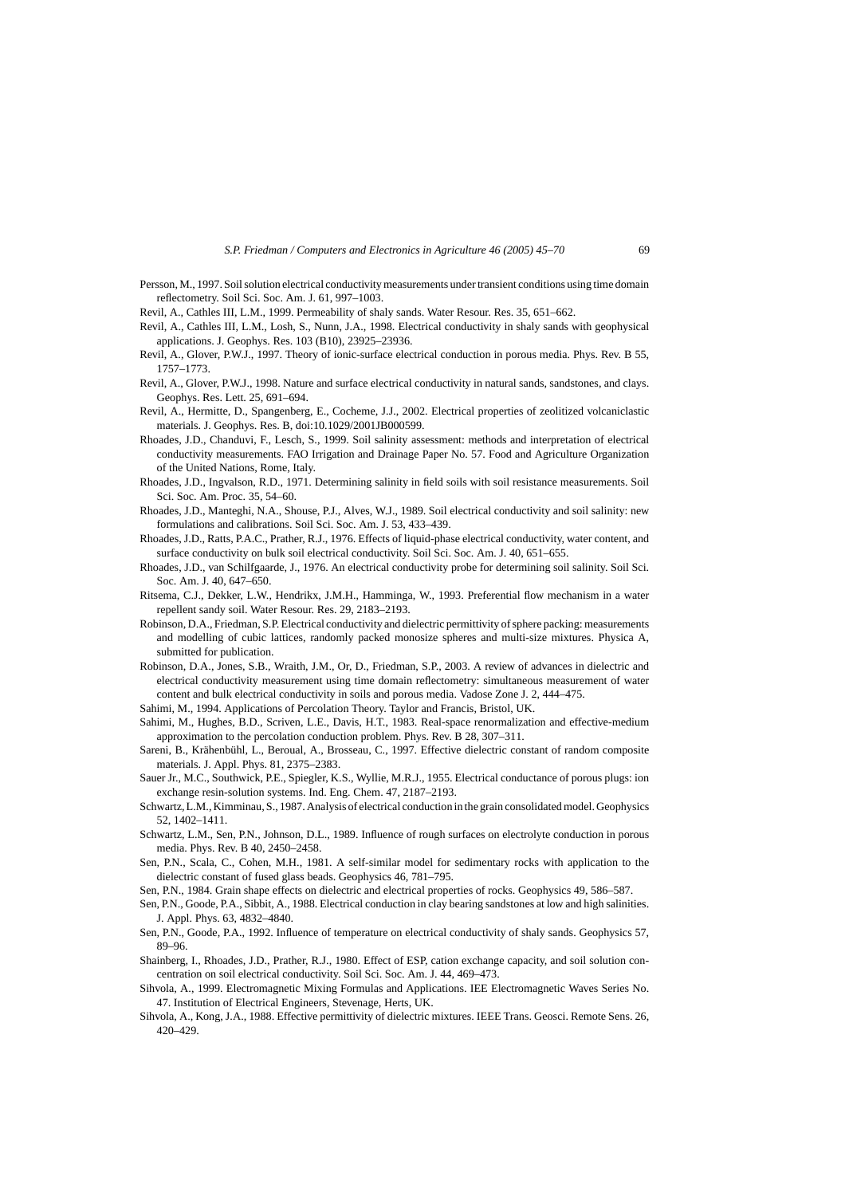Persson, M., 1997. Soil solution electrical conductivity measurements under transient conditions using time domain reflectometry. Soil Sci. Soc. Am. J. 61, 997–1003.

Revil, A., Cathles III, L.M., 1999. Permeability of shaly sands. Water Resour. Res. 35, 651–662.

Revil, A., Cathles III, L.M., Losh, S., Nunn, J.A., 1998. Electrical conductivity in shaly sands with geophysical applications. J. Geophys. Res. 103 (B10), 23925–23936.

Revil, A., Glover, P.W.J., 1997. Theory of ionic-surface electrical conduction in porous media. Phys. Rev. B 55, 1757–1773.

Revil, A., Glover, P.W.J., 1998. Nature and surface electrical conductivity in natural sands, sandstones, and clays. Geophys. Res. Lett. 25, 691–694.

Revil, A., Hermitte, D., Spangenberg, E., Cocheme, J.J., 2002. Electrical properties of zeolitized volcaniclastic materials. J. Geophys. Res. B, doi:10.1029/2001JB000599.

Rhoades, J.D., Chanduvi, F., Lesch, S., 1999. Soil salinity assessment: methods and interpretation of electrical conductivity measurements. FAO Irrigation and Drainage Paper No. 57. Food and Agriculture Organization of the United Nations, Rome, Italy.

Rhoades, J.D., Ingvalson, R.D., 1971. Determining salinity in field soils with soil resistance measurements. Soil Sci. Soc. Am. Proc. 35, 54–60.

Rhoades, J.D., Manteghi, N.A., Shouse, P.J., Alves, W.J., 1989. Soil electrical conductivity and soil salinity: new formulations and calibrations. Soil Sci. Soc. Am. J. 53, 433–439.

Rhoades, J.D., Ratts, P.A.C., Prather, R.J., 1976. Effects of liquid-phase electrical conductivity, water content, and surface conductivity on bulk soil electrical conductivity. Soil Sci. Soc. Am. J. 40, 651–655.

Rhoades, J.D., van Schilfgaarde, J., 1976. An electrical conductivity probe for determining soil salinity. Soil Sci. Soc. Am. J. 40, 647–650.

Ritsema, C.J., Dekker, L.W., Hendrikx, J.M.H., Hamminga, W., 1993. Preferential flow mechanism in a water repellent sandy soil. Water Resour. Res. 29, 2183–2193.

Robinson, D.A., Friedman, S.P. Electrical conductivity and dielectric permittivity of sphere packing: measurements and modelling of cubic lattices, randomly packed monosize spheres and multi-size mixtures. Physica A, submitted for publication.

Robinson, D.A., Jones, S.B., Wraith, J.M., Or, D., Friedman, S.P., 2003. A review of advances in dielectric and electrical conductivity measurement using time domain reflectometry: simultaneous measurement of water content and bulk electrical conductivity in soils and porous media. Vadose Zone J. 2, 444–475.

Sahimi, M., 1994. Applications of Percolation Theory. Taylor and Francis, Bristol, UK.

Sahimi, M., Hughes, B.D., Scriven, L.E., Davis, H.T., 1983. Real-space renormalization and effective-medium approximation to the percolation conduction problem. Phys. Rev. B 28, 307–311.

Sareni, B., Krähenbühl, L., Beroual, A., Brosseau, C., 1997. Effective dielectric constant of random composite materials. J. Appl. Phys. 81, 2375–2383.

Sauer Jr., M.C., Southwick, P.E., Spiegler, K.S., Wyllie, M.R.J., 1955. Electrical conductance of porous plugs: ion exchange resin-solution systems. Ind. Eng. Chem. 47, 2187–2193.

Schwartz, L.M., Kimminau, S., 1987. Analysis of electrical conduction in the grain consolidated model. Geophysics 52, 1402–1411.

Schwartz, L.M., Sen, P.N., Johnson, D.L., 1989. Influence of rough surfaces on electrolyte conduction in porous media. Phys. Rev. B 40, 2450–2458.

Sen, P.N., Scala, C., Cohen, M.H., 1981. A self-similar model for sedimentary rocks with application to the dielectric constant of fused glass beads. Geophysics 46, 781–795.

Sen, P.N., 1984. Grain shape effects on dielectric and electrical properties of rocks. Geophysics 49, 586–587.

Sen, P.N., Goode, P.A., Sibbit, A., 1988. Electrical conduction in clay bearing sandstones at low and high salinities. J. Appl. Phys. 63, 4832–4840.

Sen, P.N., Goode, P.A., 1992. Influence of temperature on electrical conductivity of shaly sands. Geophysics 57, 89–96.

Shainberg, I., Rhoades, J.D., Prather, R.J., 1980. Effect of ESP, cation exchange capacity, and soil solution concentration on soil electrical conductivity. Soil Sci. Soc. Am. J. 44, 469–473.

Sihvola, A., 1999. Electromagnetic Mixing Formulas and Applications. IEE Electromagnetic Waves Series No. 47. Institution of Electrical Engineers, Stevenage, Herts, UK.

Sihvola, A., Kong, J.A., 1988. Effective permittivity of dielectric mixtures. IEEE Trans. Geosci. Remote Sens. 26, 420–429.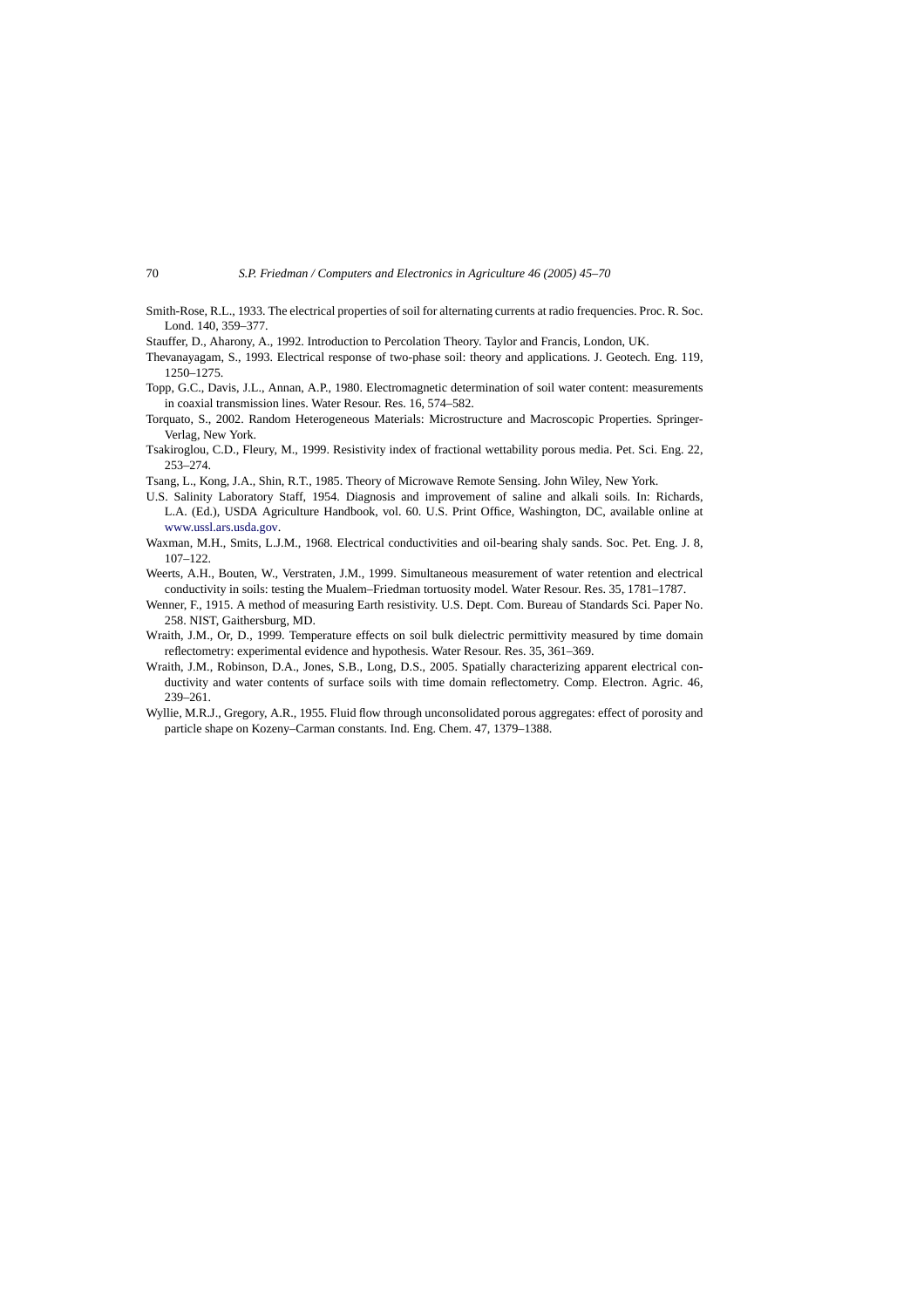Smith-Rose, R.L., 1933. The electrical properties of soil for alternating currents at radio frequencies. Proc. R. Soc. Lond. 140, 359–377.

Stauffer, D., Aharony, A., 1992. Introduction to Percolation Theory. Taylor and Francis, London, UK.

Thevanayagam, S., 1993. Electrical response of two-phase soil: theory and applications. J. Geotech. Eng. 119, 1250–1275.

Topp, G.C., Davis, J.L., Annan, A.P., 1980. Electromagnetic determination of soil water content: measurements in coaxial transmission lines. Water Resour. Res. 16, 574–582.

Torquato, S., 2002. Random Heterogeneous Materials: Microstructure and Macroscopic Properties. Springer-Verlag, New York.

Tsakiroglou, C.D., Fleury, M., 1999. Resistivity index of fractional wettability porous media. Pet. Sci. Eng. 22, 253–274.

Tsang, L., Kong, J.A., Shin, R.T., 1985. Theory of Microwave Remote Sensing. John Wiley, New York.

U.S. Salinity Laboratory Staff, 1954. Diagnosis and improvement of saline and alkali soils. In: Richards, L.A. (Ed.), USDA Agriculture Handbook, vol. 60. U.S. Print Office, Washington, DC, available online at www.ussl.ars.usda.gov.

Waxman, M.H., Smits, L.J.M., 1968. Electrical conductivities and oil-bearing shaly sands. Soc. Pet. Eng. J. 8, 107–122.

Weerts, A.H., Bouten, W., Verstraten, J.M., 1999. Simultaneous measurement of water retention and electrical conductivity in soils: testing the Mualem–Friedman tortuosity model. Water Resour. Res. 35, 1781–1787.

Wenner, F., 1915. A method of measuring Earth resistivity. U.S. Dept. Com. Bureau of Standards Sci. Paper No. 258. NIST, Gaithersburg, MD.

Wraith, J.M., Or, D., 1999. Temperature effects on soil bulk dielectric permittivity measured by time domain reflectometry: experimental evidence and hypothesis. Water Resour. Res. 35, 361–369.

Wraith, J.M., Robinson, D.A., Jones, S.B., Long, D.S., 2005. Spatially characterizing apparent electrical conductivity and water contents of surface soils with time domain reflectometry. Comp. Electron. Agric. 46, 239–261.

Wyllie, M.R.J., Gregory, A.R., 1955. Fluid flow through unconsolidated porous aggregates: effect of porosity and particle shape on Kozeny–Carman constants. Ind. Eng. Chem. 47, 1379–1388.